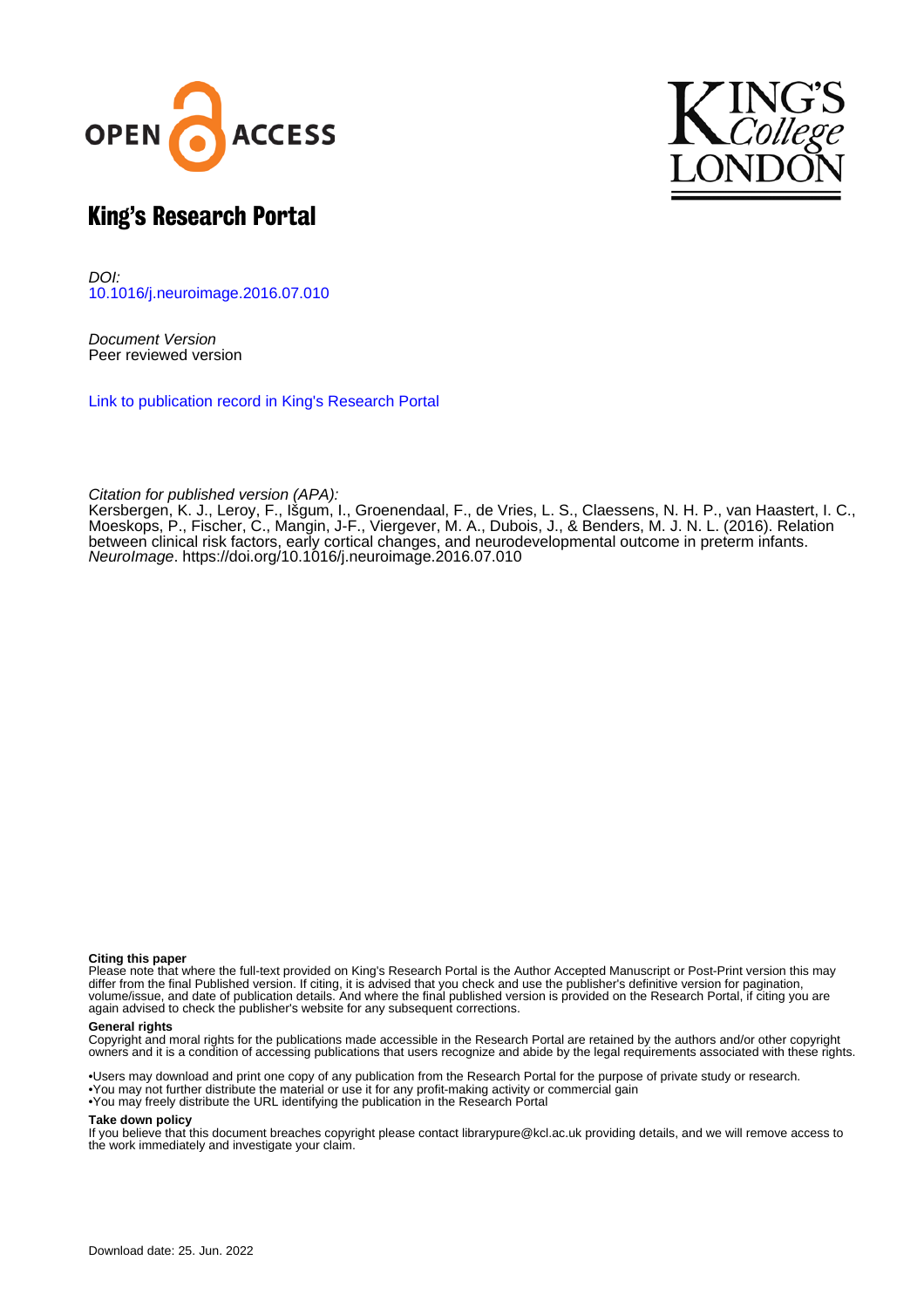# King's Research Portal

*DOI:*
10.1016/j.neuroimage.2016.07.010

*Document Version*
Peer reviewed version

Link to publication record in King's Research Portal

*Citation for published version (APA):*
Kersbergen, K. J., Leroy, F., Išgum, I., Groenendaal, F., de Vries, L. S., Claessens, N. H. P., van Haastert, I. C., Moeskops, P., Fischer, C., Mangin, J-F., Viergever, M. A., Dubois, J., & Benders, M. J. N. L. (2016). Relation between clinical risk factors, early cortical changes, and neurodevelopmental outcome in preterm infants. *NeuroImage*. https://doi.org/10.1016/j.neuroimage.2016.07.010

**Citing this paper**
Please note that where the full-text provided on King's Research Portal is the Author Accepted Manuscript or Post-Print version this may differ from the final Published version. If citing, it is advised that you check and use the publisher's definitive version for pagination, volume/issue, and date of publication details. And where the final published version is provided on the Research Portal, if citing you are again advised to check the publisher's website for any subsequent corrections.

**General rights**
Copyright and moral rights for the publications made accessible in the Research Portal are retained by the authors and/or other copyright owners and it is a condition of accessing publications that users recognize and abide by the legal requirements associated with these rights.

•Users may download and print one copy of any publication from the Research Portal for the purpose of private study or research.
•You may not further distribute the material or use it for any profit-making activity or commercial gain
•You may freely distribute the URL identifying the publication in the Research Portal

**Take down policy**
If you believe that this document breaches copyright please contact librarypure@kcl.ac.uk providing details, and we will remove access to the work immediately and investigate your claim.

Download date: 25. Jun. 2022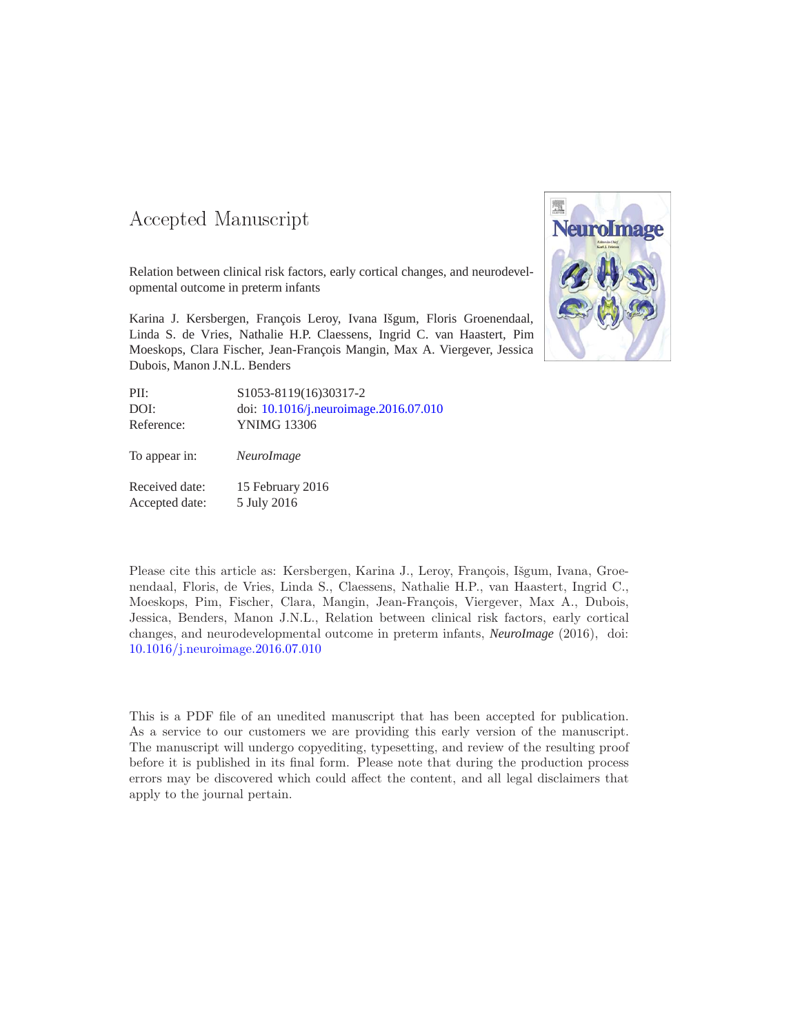Accepted Manuscript

Relation between clinical risk factors, early cortical changes, and neurodevelopmental outcome in preterm infants

Karina J. Kersbergen, François Leroy, Ivana Išgum, Floris Groenendaal, Linda S. de Vries, Nathalie H.P. Claessens, Ingrid C. van Haastert, Pim Moeskops, Clara Fischer, Jean-François Mangin, Max A. Viergever, Jessica Dubois, Manon J.N.L. Benders

| | |
|---|---|
| PII: | S1053-8119(16)30317-2 |
| DOI: | doi: 10.1016/j.neuroimage.2016.07.010 |
| Reference: | YNIMG 13306 |
| To appear in: | *NeuroImage* |
| Received date: | 15 February 2016 |
| Accepted date: | 5 July 2016 |

Please cite this article as: Kersbergen, Karina J., Leroy, François, Išgum, Ivana, Groenendaal, Floris, de Vries, Linda S., Claessens, Nathalie H.P., van Haastert, Ingrid C., Moeskops, Pim, Fischer, Clara, Mangin, Jean-François, Viergever, Max A., Dubois, Jessica, Benders, Manon J.N.L., Relation between clinical risk factors, early cortical changes, and neurodevelopmental outcome in preterm infants, *NeuroImage* (2016), doi: 10.1016/j.neuroimage.2016.07.010

This is a PDF file of an unedited manuscript that has been accepted for publication. As a service to our customers we are providing this early version of the manuscript. The manuscript will undergo copyediting, typesetting, and review of the resulting proof before it is published in its final form. Please note that during the production process errors may be discovered which could affect the content, and all legal disclaimers that apply to the journal pertain.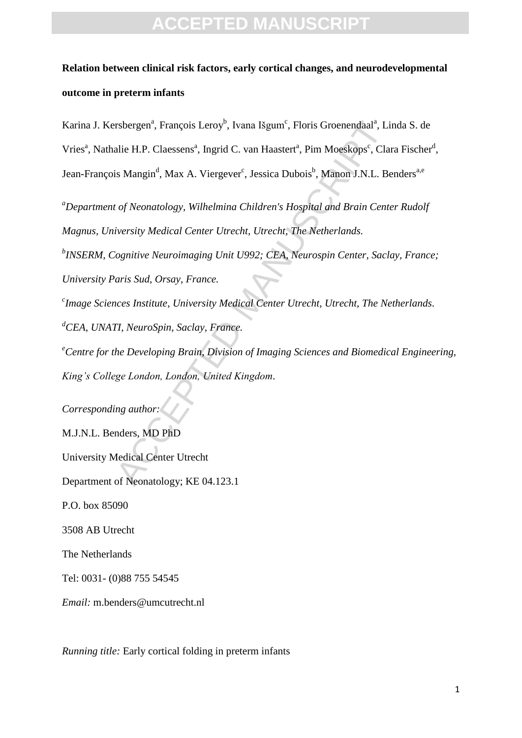**Relation between clinical risk factors, early cortical changes, and neurodevelopmental outcome in preterm infants**

Karina J. Kersbergen[a], François Leroy[b], Ivana Išgum[c], Floris Groenendaal[a], Linda S. de Vries[a], Nathalie H.P. Claessens[a], Ingrid C. van Haastert[a], Pim Moeskops[c], Clara Fischer[d], Jean-François Mangin[d], Max A. Viergever[c], Jessica Dubois[b], Manon J.N.L. Benders[a,e]

[a]*Department of Neonatology, Wilhelmina Children's Hospital and Brain Center Rudolf Magnus, University Medical Center Utrecht, Utrecht, The Netherlands.*

[b]*INSERM, Cognitive Neuroimaging Unit U992; CEA, Neurospin Center, Saclay, France; University Paris Sud, Orsay, France.*

[c]*Image Sciences Institute, University Medical Center Utrecht, Utrecht, The Netherlands.*

[d]*CEA, UNATI, NeuroSpin, Saclay, France.*

[e]*Centre for the Developing Brain, Division of Imaging Sciences and Biomedical Engineering, King's College London, London, United Kingdom.*

*Corresponding author:*

M.J.N.L. Benders, MD PhD

University Medical Center Utrecht

Department of Neonatology; KE 04.123.1

P.O. box 85090

3508 AB Utrecht

The Netherlands

Tel: 0031- (0)88 755 54545

*Email:* m.benders@umcutrecht.nl

*Running title:* Early cortical folding in preterm infants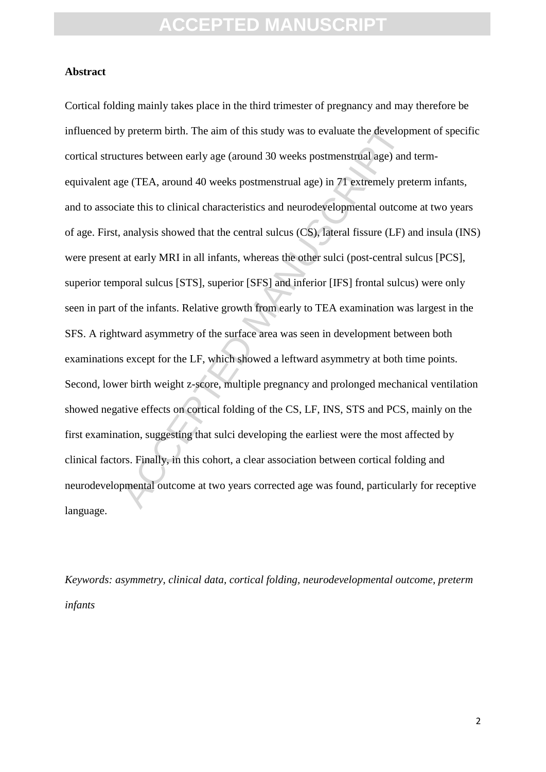**Abstract**

Cortical folding mainly takes place in the third trimester of pregnancy and may therefore be influenced by preterm birth. The aim of this study was to evaluate the development of specific cortical structures between early age (around 30 weeks postmenstrual age) and term-equivalent age (TEA, around 40 weeks postmenstrual age) in 71 extremely preterm infants, and to associate this to clinical characteristics and neurodevelopmental outcome at two years of age. First, analysis showed that the central sulcus (CS), lateral fissure (LF) and insula (INS) were present at early MRI in all infants, whereas the other sulci (post-central sulcus [PCS], superior temporal sulcus [STS], superior [SFS] and inferior [IFS] frontal sulcus) were only seen in part of the infants. Relative growth from early to TEA examination was largest in the SFS. A rightward asymmetry of the surface area was seen in development between both examinations except for the LF, which showed a leftward asymmetry at both time points. Second, lower birth weight z-score, multiple pregnancy and prolonged mechanical ventilation showed negative effects on cortical folding of the CS, LF, INS, STS and PCS, mainly on the first examination, suggesting that sulci developing the earliest were the most affected by clinical factors. Finally, in this cohort, a clear association between cortical folding and neurodevelopmental outcome at two years corrected age was found, particularly for receptive language.

*Keywords: asymmetry, clinical data, cortical folding, neurodevelopmental outcome, preterm infants*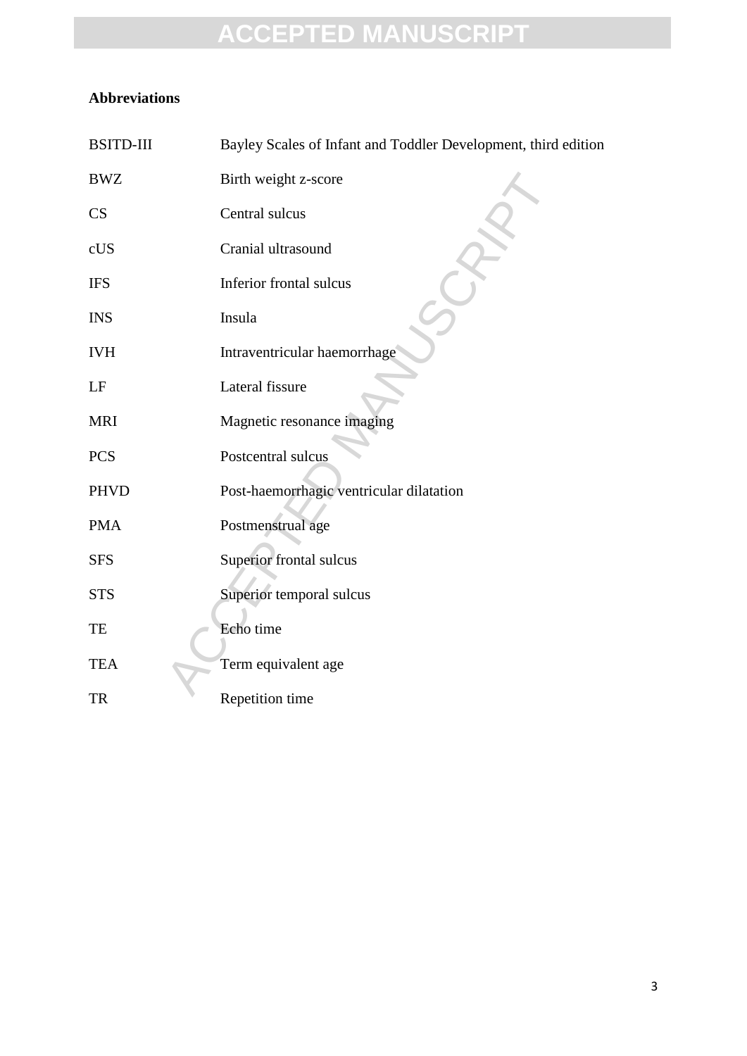**Abbreviations**

| | |
|---|---|
| BSITD-III | Bayley Scales of Infant and Toddler Development, third edition |
| BWZ | Birth weight z-score |
| CS | Central sulcus |
| cUS | Cranial ultrasound |
| IFS | Inferior frontal sulcus |
| INS | Insula |
| IVH | Intraventricular haemorrhage |
| LF | Lateral fissure |
| MRI | Magnetic resonance imaging |
| PCS | Postcentral sulcus |
| PHVD | Post-haemorrhagic ventricular dilatation |
| PMA | Postmenstrual age |
| SFS | Superior frontal sulcus |
| STS | Superior temporal sulcus |
| TE | Echo time |
| TEA | Term equivalent age |
| TR | Repetition time |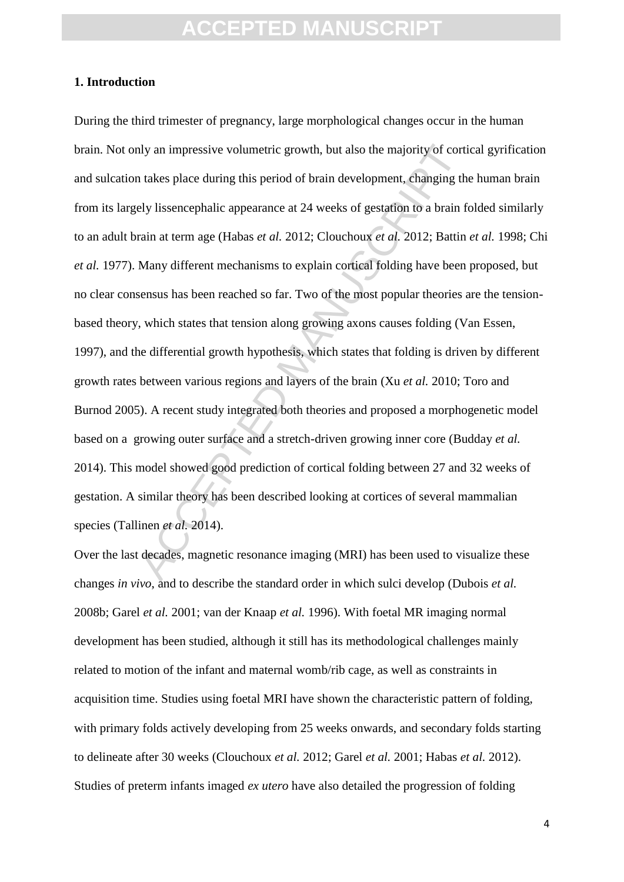## 1. Introduction

During the third trimester of pregnancy, large morphological changes occur in the human brain. Not only an impressive volumetric growth, but also the majority of cortical gyrification and sulcation takes place during this period of brain development, changing the human brain from its largely lissencephalic appearance at 24 weeks of gestation to a brain folded similarly to an adult brain at term age (Habas *et al.* 2012; Clouchoux *et al.* 2012; Battin *et al.* 1998; Chi *et al.* 1977). Many different mechanisms to explain cortical folding have been proposed, but no clear consensus has been reached so far. Two of the most popular theories are the tension-based theory, which states that tension along growing axons causes folding (Van Essen, 1997), and the differential growth hypothesis, which states that folding is driven by different growth rates between various regions and layers of the brain (Xu *et al.* 2010; Toro and Burnod 2005). A recent study integrated both theories and proposed a morphogenetic model based on a growing outer surface and a stretch-driven growing inner core (Budday *et al.* 2014). This model showed good prediction of cortical folding between 27 and 32 weeks of gestation. A similar theory has been described looking at cortices of several mammalian species (Tallinen *et al.* 2014).

Over the last decades, magnetic resonance imaging (MRI) has been used to visualize these changes *in vivo*, and to describe the standard order in which sulci develop (Dubois *et al.* 2008b; Garel *et al.* 2001; van der Knaap *et al.* 1996). With foetal MR imaging normal development has been studied, although it still has its methodological challenges mainly related to motion of the infant and maternal womb/rib cage, as well as constraints in acquisition time. Studies using foetal MRI have shown the characteristic pattern of folding, with primary folds actively developing from 25 weeks onwards, and secondary folds starting to delineate after 30 weeks (Clouchoux *et al.* 2012; Garel *et al.* 2001; Habas *et al.* 2012). Studies of preterm infants imaged *ex utero* have also detailed the progression of folding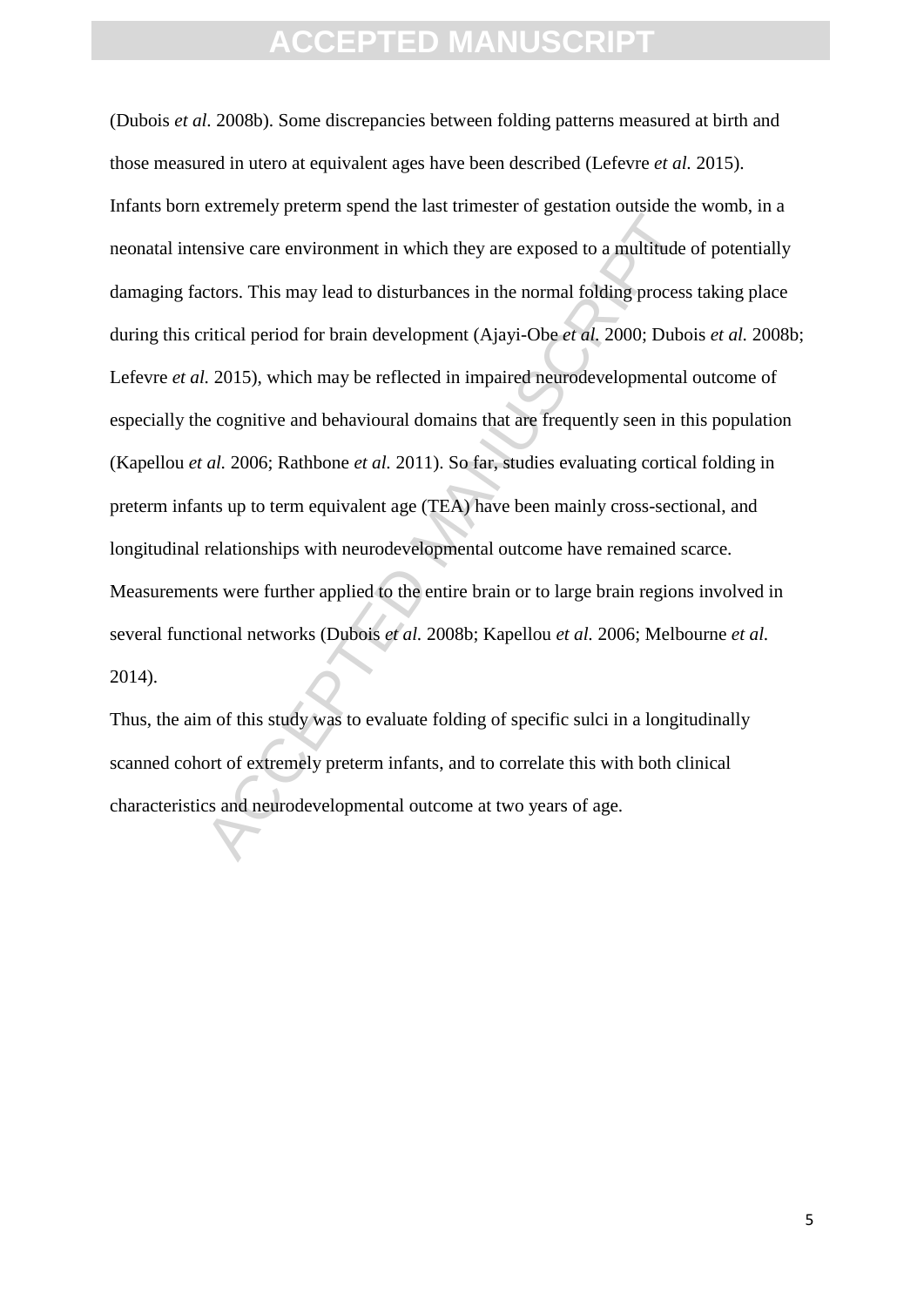(Dubois *et al*. 2008b). Some discrepancies between folding patterns measured at birth and those measured in utero at equivalent ages have been described (Lefevre *et al.* 2015). Infants born extremely preterm spend the last trimester of gestation outside the womb, in a neonatal intensive care environment in which they are exposed to a multitude of potentially damaging factors. This may lead to disturbances in the normal folding process taking place during this critical period for brain development (Ajayi-Obe *et al.* 2000; Dubois *et al.* 2008b; Lefevre *et al.* 2015), which may be reflected in impaired neurodevelopmental outcome of especially the cognitive and behavioural domains that are frequently seen in this population (Kapellou *et al.* 2006; Rathbone *et al.* 2011). So far, studies evaluating cortical folding in preterm infants up to term equivalent age (TEA) have been mainly cross-sectional, and longitudinal relationships with neurodevelopmental outcome have remained scarce. Measurements were further applied to the entire brain or to large brain regions involved in several functional networks (Dubois *et al.* 2008b; Kapellou *et al.* 2006; Melbourne *et al.* 2014).

Thus, the aim of this study was to evaluate folding of specific sulci in a longitudinally scanned cohort of extremely preterm infants, and to correlate this with both clinical characteristics and neurodevelopmental outcome at two years of age.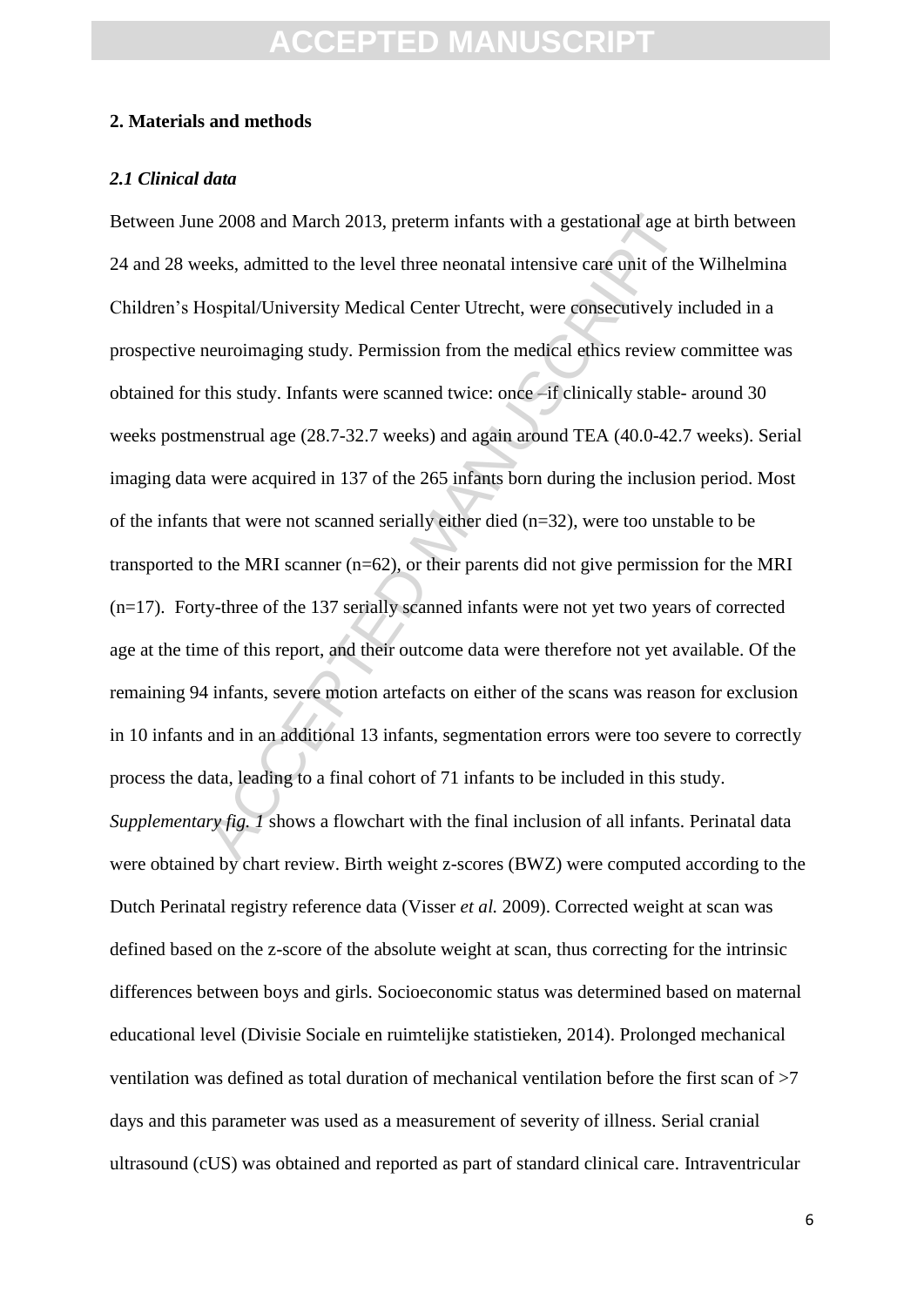## 2. Materials and methods

### *2.1 Clinical data*

Between June 2008 and March 2013, preterm infants with a gestational age at birth between 24 and 28 weeks, admitted to the level three neonatal intensive care unit of the Wilhelmina Children's Hospital/University Medical Center Utrecht, were consecutively included in a prospective neuroimaging study. Permission from the medical ethics review committee was obtained for this study. Infants were scanned twice: once –if clinically stable- around 30 weeks postmenstrual age (28.7-32.7 weeks) and again around TEA (40.0-42.7 weeks). Serial imaging data were acquired in 137 of the 265 infants born during the inclusion period. Most of the infants that were not scanned serially either died (n=32), were too unstable to be transported to the MRI scanner (n=62), or their parents did not give permission for the MRI (n=17). Forty-three of the 137 serially scanned infants were not yet two years of corrected age at the time of this report, and their outcome data were therefore not yet available. Of the remaining 94 infants, severe motion artefacts on either of the scans was reason for exclusion in 10 infants and in an additional 13 infants, segmentation errors were too severe to correctly process the data, leading to a final cohort of 71 infants to be included in this study. *Supplementary fig. 1* shows a flowchart with the final inclusion of all infants. Perinatal data were obtained by chart review. Birth weight z-scores (BWZ) were computed according to the Dutch Perinatal registry reference data (Visser *et al.* 2009). Corrected weight at scan was defined based on the z-score of the absolute weight at scan, thus correcting for the intrinsic differences between boys and girls. Socioeconomic status was determined based on maternal educational level (Divisie Sociale en ruimtelijke statistieken, 2014). Prolonged mechanical ventilation was defined as total duration of mechanical ventilation before the first scan of >7 days and this parameter was used as a measurement of severity of illness. Serial cranial ultrasound (cUS) was obtained and reported as part of standard clinical care. Intraventricular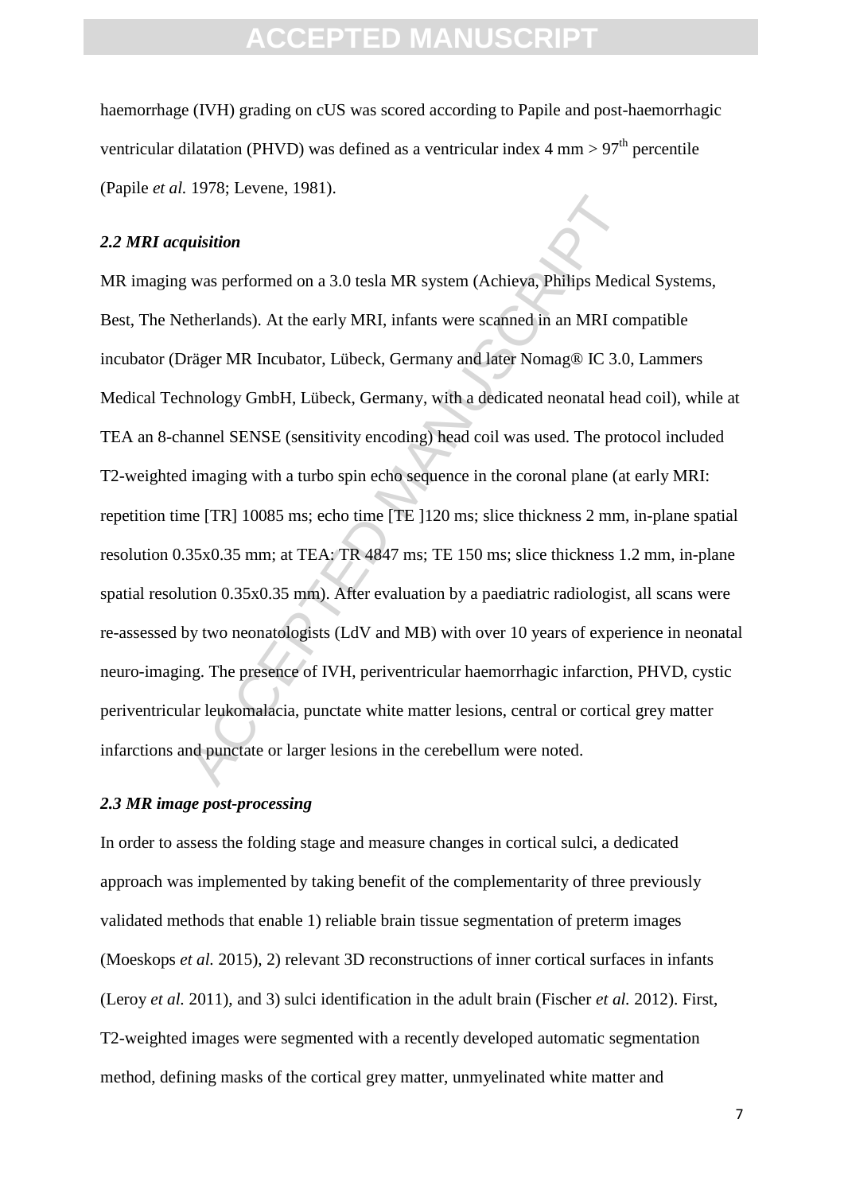haemorrhage (IVH) grading on cUS was scored according to Papile and post-haemorrhagic ventricular dilatation (PHVD) was defined as a ventricular index 4 mm > 97[th] percentile (Papile *et al.* 1978; Levene, 1981).

### *2.2 MRI acquisition*

MR imaging was performed on a 3.0 tesla MR system (Achieva, Philips Medical Systems, Best, The Netherlands). At the early MRI, infants were scanned in an MRI compatible incubator (Dräger MR Incubator, Lübeck, Germany and later Nomag® IC 3.0, Lammers Medical Technology GmbH, Lübeck, Germany, with a dedicated neonatal head coil), while at TEA an 8-channel SENSE (sensitivity encoding) head coil was used. The protocol included T2-weighted imaging with a turbo spin echo sequence in the coronal plane (at early MRI: repetition time [TR] 10085 ms; echo time [TE ]120 ms; slice thickness 2 mm, in-plane spatial resolution 0.35x0.35 mm; at TEA: TR 4847 ms; TE 150 ms; slice thickness 1.2 mm, in-plane spatial resolution 0.35x0.35 mm). After evaluation by a paediatric radiologist, all scans were re-assessed by two neonatologists (LdV and MB) with over 10 years of experience in neonatal neuro-imaging. The presence of IVH, periventricular haemorrhagic infarction, PHVD, cystic periventricular leukomalacia, punctate white matter lesions, central or cortical grey matter infarctions and punctate or larger lesions in the cerebellum were noted.

### *2.3 MR image post-processing*

In order to assess the folding stage and measure changes in cortical sulci, a dedicated approach was implemented by taking benefit of the complementarity of three previously validated methods that enable 1) reliable brain tissue segmentation of preterm images (Moeskops *et al.* 2015), 2) relevant 3D reconstructions of inner cortical surfaces in infants (Leroy *et al.* 2011), and 3) sulci identification in the adult brain (Fischer *et al.* 2012). First, T2-weighted images were segmented with a recently developed automatic segmentation method, defining masks of the cortical grey matter, unmyelinated white matter and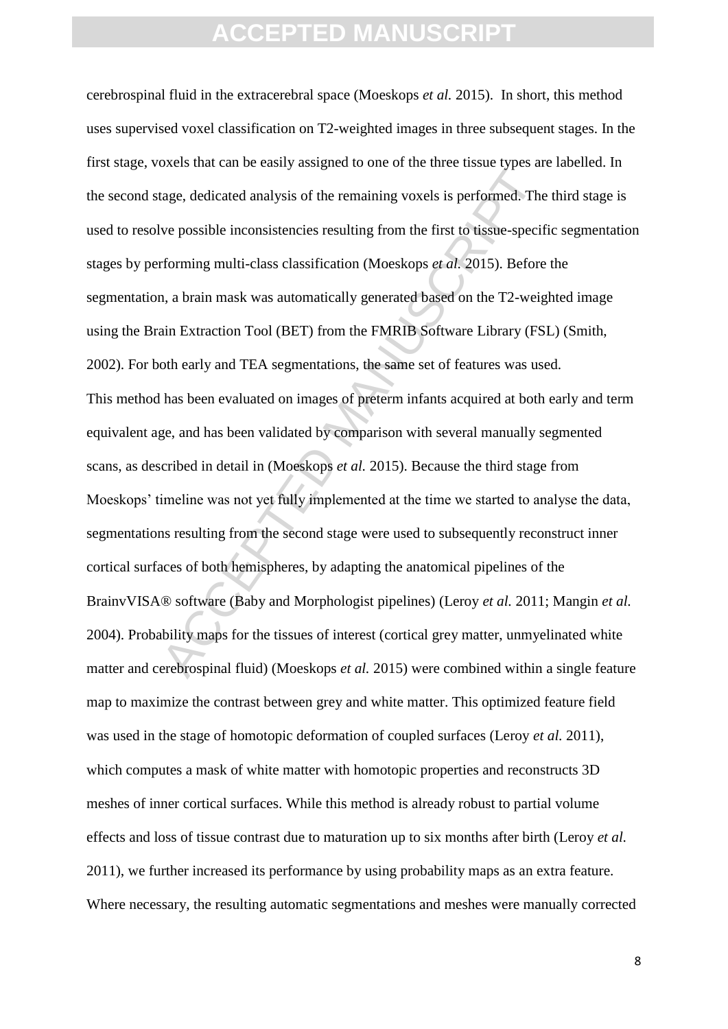cerebrospinal fluid in the extracerebral space (Moeskops *et al.* 2015). In short, this method uses supervised voxel classification on T2-weighted images in three subsequent stages. In the first stage, voxels that can be easily assigned to one of the three tissue types are labelled. In the second stage, dedicated analysis of the remaining voxels is performed. The third stage is used to resolve possible inconsistencies resulting from the first to tissue-specific segmentation stages by performing multi-class classification (Moeskops *et al.* 2015). Before the segmentation, a brain mask was automatically generated based on the T2-weighted image using the Brain Extraction Tool (BET) from the FMRIB Software Library (FSL) (Smith, 2002). For both early and TEA segmentations, the same set of features was used.

This method has been evaluated on images of preterm infants acquired at both early and term equivalent age, and has been validated by comparison with several manually segmented scans, as described in detail in (Moeskops *et al.* 2015). Because the third stage from Moeskops' timeline was not yet fully implemented at the time we started to analyse the data, segmentations resulting from the second stage were used to subsequently reconstruct inner cortical surfaces of both hemispheres, by adapting the anatomical pipelines of the BrainVISA® software (Baby and Morphologist pipelines) (Leroy *et al.* 2011; Mangin *et al.* 2004). Probability maps for the tissues of interest (cortical grey matter, unmyelinated white matter and cerebrospinal fluid) (Moeskops *et al.* 2015) were combined within a single feature map to maximize the contrast between grey and white matter. This optimized feature field was used in the stage of homotopic deformation of coupled surfaces (Leroy *et al.* 2011), which computes a mask of white matter with homotopic properties and reconstructs 3D meshes of inner cortical surfaces. While this method is already robust to partial volume effects and loss of tissue contrast due to maturation up to six months after birth (Leroy *et al.* 2011), we further increased its performance by using probability maps as an extra feature. Where necessary, the resulting automatic segmentations and meshes were manually corrected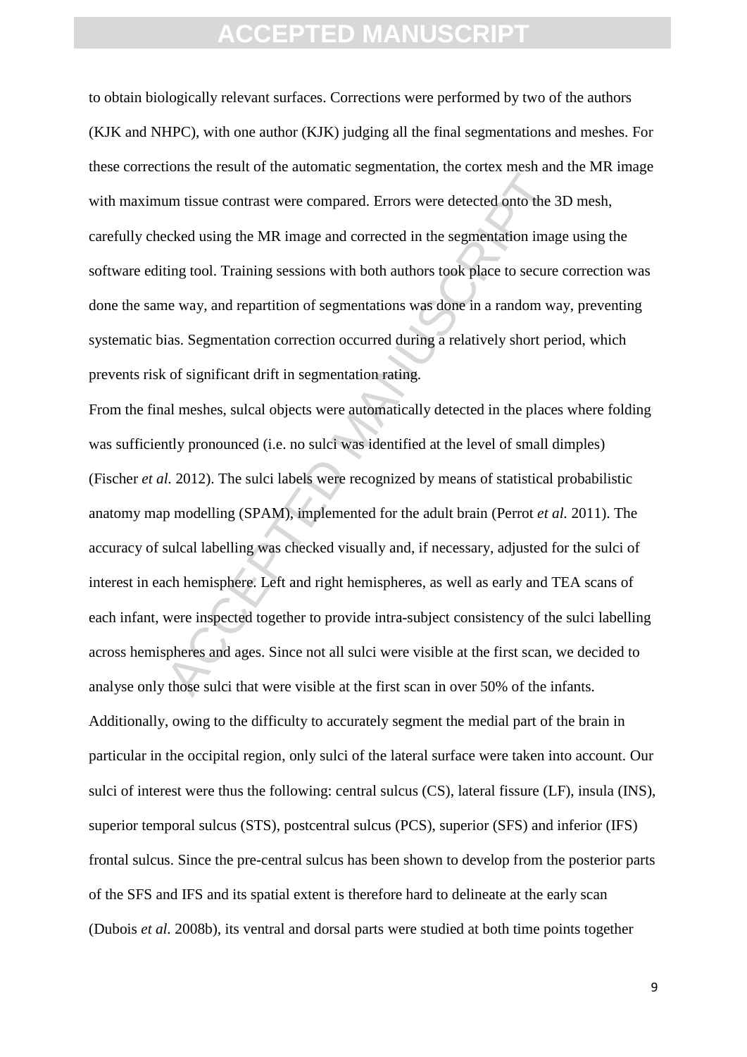to obtain biologically relevant surfaces. Corrections were performed by two of the authors (KJK and NHPC), with one author (KJK) judging all the final segmentations and meshes. For these corrections the result of the automatic segmentation, the cortex mesh and the MR image with maximum tissue contrast were compared. Errors were detected onto the 3D mesh, carefully checked using the MR image and corrected in the segmentation image using the software editing tool. Training sessions with both authors took place to secure correction was done the same way, and repartition of segmentations was done in a random way, preventing systematic bias. Segmentation correction occurred during a relatively short period, which prevents risk of significant drift in segmentation rating.

From the final meshes, sulcal objects were automatically detected in the places where folding was sufficiently pronounced (i.e. no sulci was identified at the level of small dimples) (Fischer *et al.* 2012). The sulci labels were recognized by means of statistical probabilistic anatomy map modelling (SPAM), implemented for the adult brain (Perrot *et al.* 2011). The accuracy of sulcal labelling was checked visually and, if necessary, adjusted for the sulci of interest in each hemisphere. Left and right hemispheres, as well as early and TEA scans of each infant, were inspected together to provide intra-subject consistency of the sulci labelling across hemispheres and ages. Since not all sulci were visible at the first scan, we decided to analyse only those sulci that were visible at the first scan in over 50% of the infants. Additionally, owing to the difficulty to accurately segment the medial part of the brain in particular in the occipital region, only sulci of the lateral surface were taken into account. Our sulci of interest were thus the following: central sulcus (CS), lateral fissure (LF), insula (INS), superior temporal sulcus (STS), postcentral sulcus (PCS), superior (SFS) and inferior (IFS) frontal sulcus. Since the pre-central sulcus has been shown to develop from the posterior parts of the SFS and IFS and its spatial extent is therefore hard to delineate at the early scan (Dubois *et al.* 2008b), its ventral and dorsal parts were studied at both time points together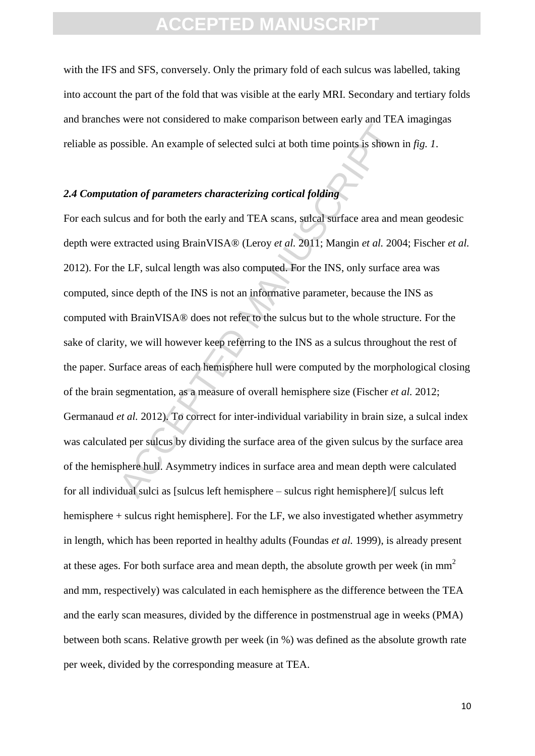with the IFS and SFS, conversely. Only the primary fold of each sulcus was labelled, taking into account the part of the fold that was visible at the early MRI. Secondary and tertiary folds and branches were not considered to make comparison between early and TEA imagingas reliable as possible. An example of selected sulci at both time points is shown in *fig. 1*.

### *2.4 Computation of parameters characterizing cortical folding*

For each sulcus and for both the early and TEA scans, sulcal surface area and mean geodesic depth were extracted using BrainVISA® (Leroy *et al.* 2011; Mangin *et al.* 2004; Fischer *et al.* 2012). For the LF, sulcal length was also computed. For the INS, only surface area was computed, since depth of the INS is not an informative parameter, because the INS as computed with BrainVISA® does not refer to the sulcus but to the whole structure. For the sake of clarity, we will however keep referring to the INS as a sulcus throughout the rest of the paper. Surface areas of each hemisphere hull were computed by the morphological closing of the brain segmentation, as a measure of overall hemisphere size (Fischer *et al.* 2012; Germanaud *et al.* 2012). To correct for inter-individual variability in brain size, a sulcal index was calculated per sulcus by dividing the surface area of the given sulcus by the surface area of the hemisphere hull. Asymmetry indices in surface area and mean depth were calculated for all individual sulci as [sulcus left hemisphere – sulcus right hemisphere]/[ sulcus left hemisphere + sulcus right hemisphere]. For the LF, we also investigated whether asymmetry in length, which has been reported in healthy adults (Foundas *et al.* 1999), is already present at these ages. For both surface area and mean depth, the absolute growth per week (in $mm^2$ and mm, respectively) was calculated in each hemisphere as the difference between the TEA and the early scan measures, divided by the difference in postmenstrual age in weeks (PMA) between both scans. Relative growth per week (in %) was defined as the absolute growth rate per week, divided by the corresponding measure at TEA.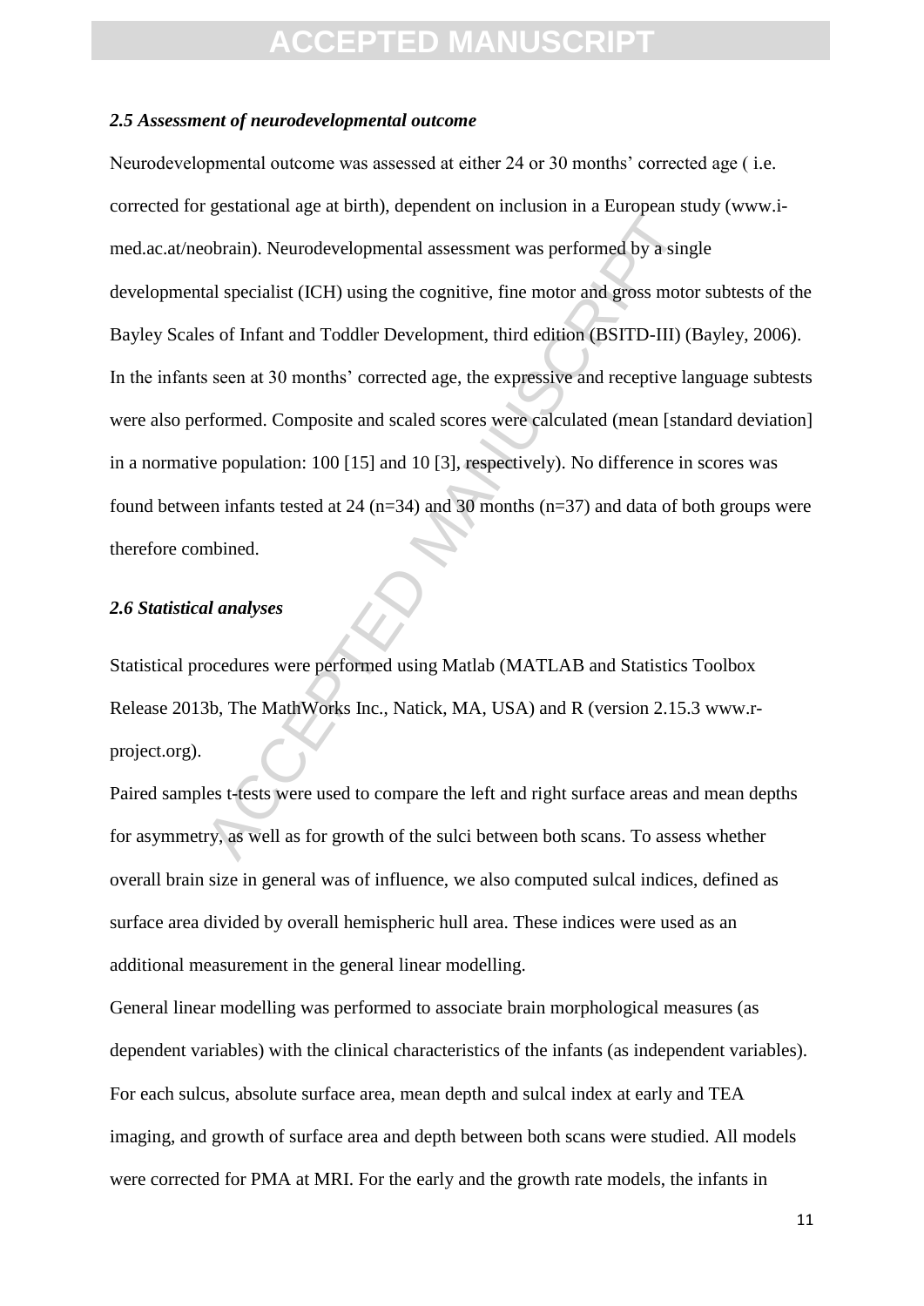### *2.5 Assessment of neurodevelopmental outcome*

Neurodevelopmental outcome was assessed at either 24 or 30 months' corrected age ( i.e. corrected for gestational age at birth), dependent on inclusion in a European study (www.i-med.ac.at/neobrain). Neurodevelopmental assessment was performed by a single developmental specialist (ICH) using the cognitive, fine motor and gross motor subtests of the Bayley Scales of Infant and Toddler Development, third edition (BSITD-III) (Bayley, 2006). In the infants seen at 30 months' corrected age, the expressive and receptive language subtests were also performed. Composite and scaled scores were calculated (mean [standard deviation] in a normative population: 100 [15] and 10 [3], respectively). No difference in scores was found between infants tested at 24 (n=34) and 30 months (n=37) and data of both groups were therefore combined.

### *2.6 Statistical analyses*

Statistical procedures were performed using Matlab (MATLAB and Statistics Toolbox Release 2013b, The MathWorks Inc., Natick, MA, USA) and R (version 2.15.3 www.r-project.org).

Paired samples t-tests were used to compare the left and right surface areas and mean depths for asymmetry, as well as for growth of the sulci between both scans. To assess whether overall brain size in general was of influence, we also computed sulcal indices, defined as surface area divided by overall hemispheric hull area. These indices were used as an additional measurement in the general linear modelling.

General linear modelling was performed to associate brain morphological measures (as dependent variables) with the clinical characteristics of the infants (as independent variables). For each sulcus, absolute surface area, mean depth and sulcal index at early and TEA imaging, and growth of surface area and depth between both scans were studied. All models were corrected for PMA at MRI. For the early and the growth rate models, the infants in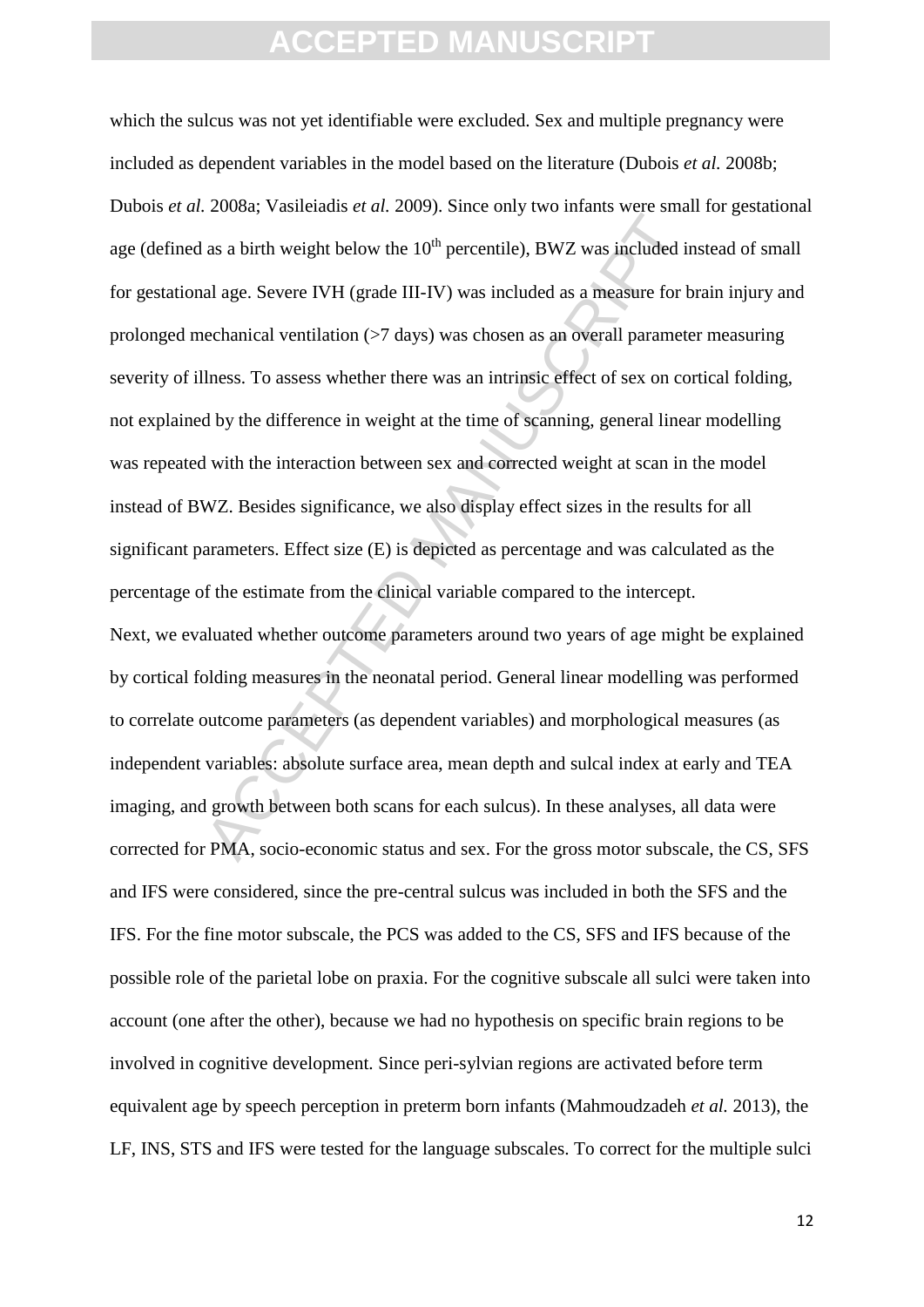which the sulcus was not yet identifiable were excluded. Sex and multiple pregnancy were included as dependent variables in the model based on the literature (Dubois *et al.* 2008b; Dubois *et al.* 2008a; Vasileiadis *et al.* 2009). Since only two infants were small for gestational age (defined as a birth weight below the 10$^{th}$ percentile), BWZ was included instead of small for gestational age. Severe IVH (grade III-IV) was included as a measure for brain injury and prolonged mechanical ventilation (>7 days) was chosen as an overall parameter measuring severity of illness. To assess whether there was an intrinsic effect of sex on cortical folding, not explained by the difference in weight at the time of scanning, general linear modelling was repeated with the interaction between sex and corrected weight at scan in the model instead of BWZ. Besides significance, we also display effect sizes in the results for all significant parameters. Effect size (E) is depicted as percentage and was calculated as the percentage of the estimate from the clinical variable compared to the intercept.

Next, we evaluated whether outcome parameters around two years of age might be explained by cortical folding measures in the neonatal period. General linear modelling was performed to correlate outcome parameters (as dependent variables) and morphological measures (as independent variables: absolute surface area, mean depth and sulcal index at early and TEA imaging, and growth between both scans for each sulcus). In these analyses, all data were corrected for PMA, socio-economic status and sex. For the gross motor subscale, the CS, SFS and IFS were considered, since the pre-central sulcus was included in both the SFS and the IFS. For the fine motor subscale, the PCS was added to the CS, SFS and IFS because of the possible role of the parietal lobe on praxia. For the cognitive subscale all sulci were taken into account (one after the other), because we had no hypothesis on specific brain regions to be involved in cognitive development. Since peri-sylvian regions are activated before term equivalent age by speech perception in preterm born infants (Mahmoudzadeh *et al.* 2013), the LF, INS, STS and IFS were tested for the language subscales. To correct for the multiple sulci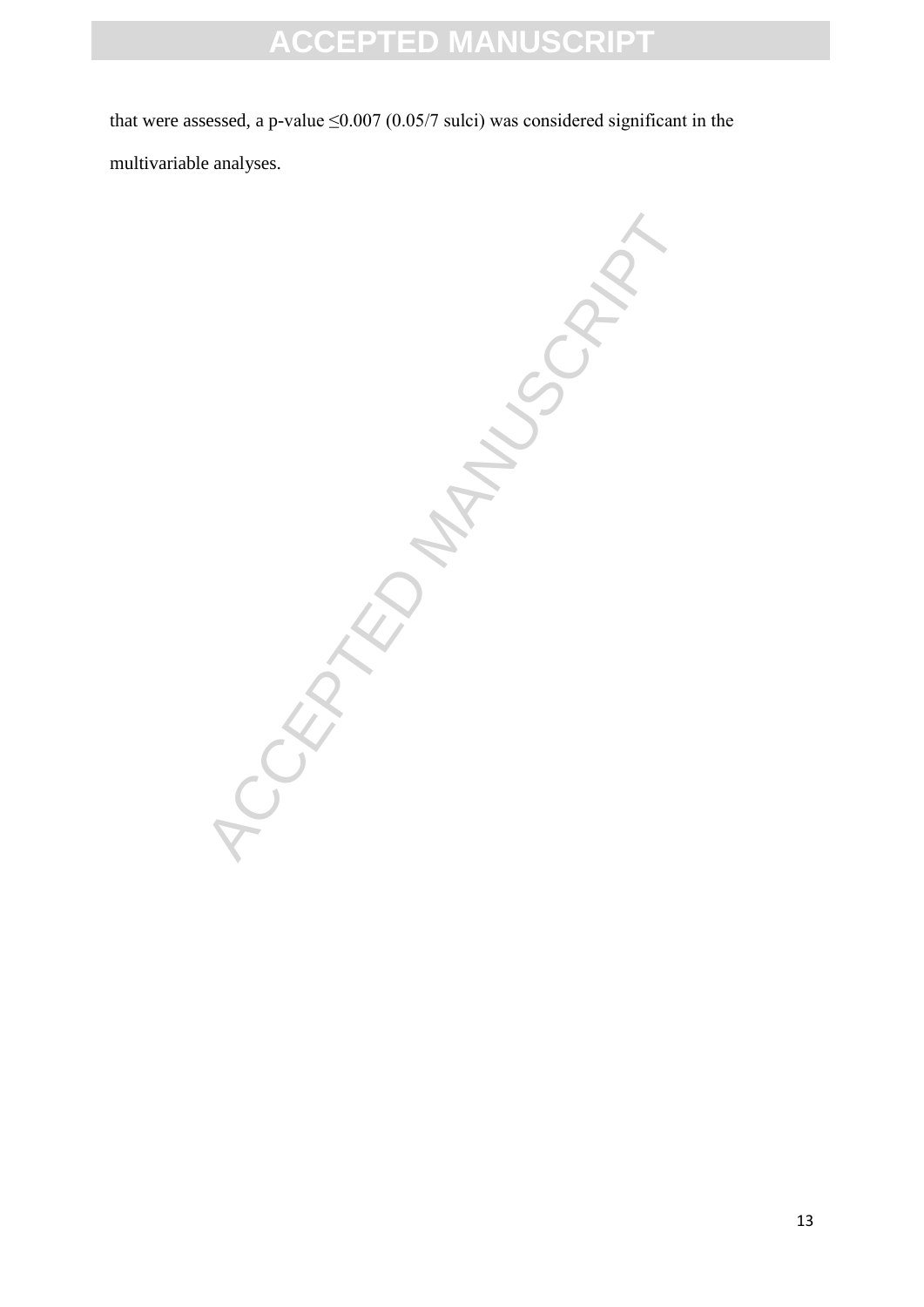that were assessed, a p-value $\leq 0.007$ (0.05/7 sulci) was considered significant in the multivariable analyses.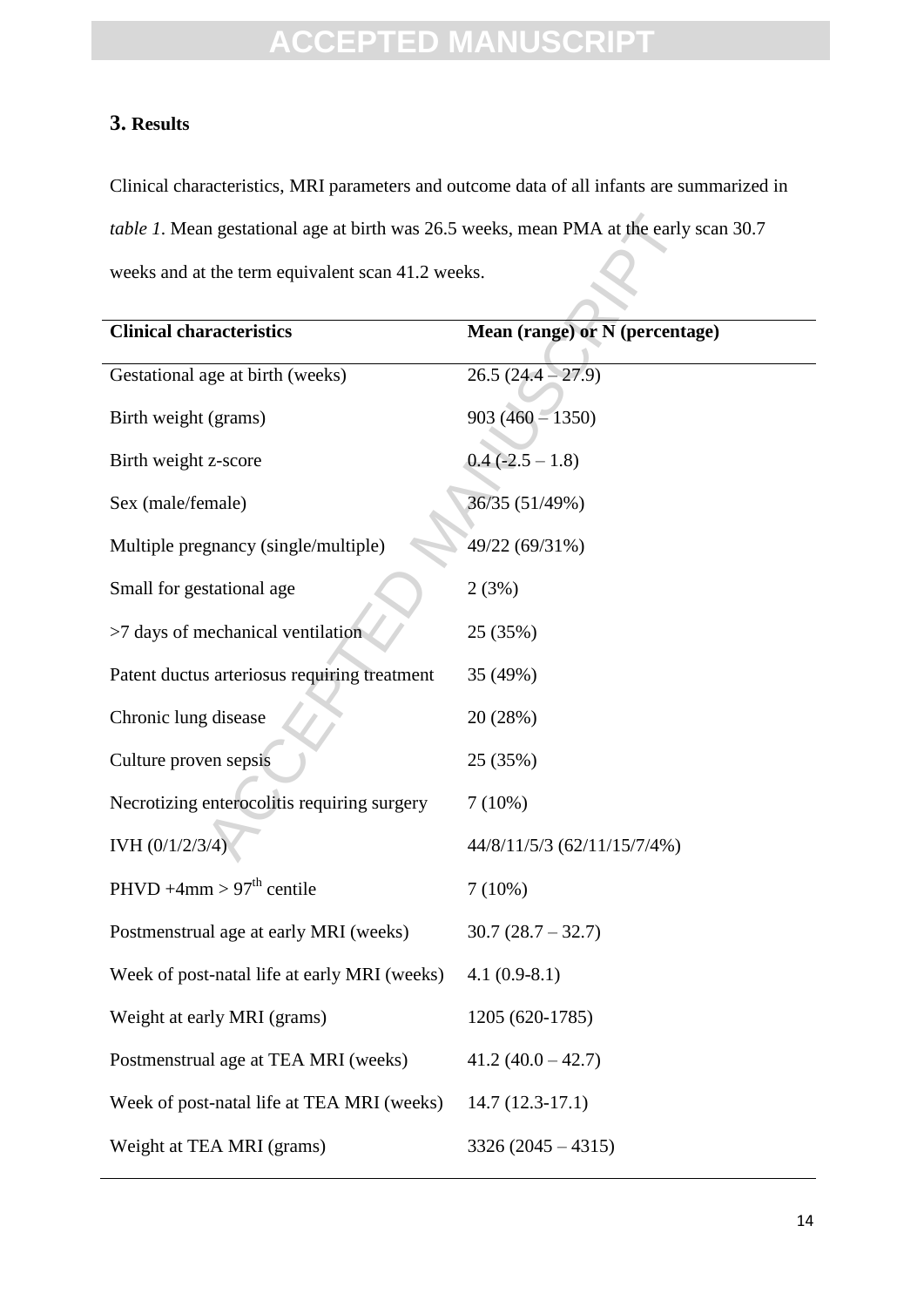## 3. Results

Clinical characteristics, MRI parameters and outcome data of all infants are summarized in *table 1*. Mean gestational age at birth was 26.5 weeks, mean PMA at the early scan 30.7 weeks and at the term equivalent scan 41.2 weeks.

| Clinical characteristics | Mean (range) or N (percentage) |
| --- | --- |
| Gestational age at birth (weeks) | 26.5 (24.4 – 27.9) |
| Birth weight (grams) | 903 (460 – 1350) |
| Birth weight z-score | 0.4 (-2.5 – 1.8) |
| Sex (male/female) | 36/35 (51/49%) |
| Multiple pregnancy (single/multiple) | 49/22 (69/31%) |
| Small for gestational age | 2 (3%) |
| >7 days of mechanical ventilation | 25 (35%) |
| Patent ductus arteriosus requiring treatment | 35 (49%) |
| Chronic lung disease | 20 (28%) |
| Culture proven sepsis | 25 (35%) |
| Necrotizing enterocolitis requiring surgery | 7 (10%) |
| IVH (0/1/2/3/4) | 44/8/11/5/3 (62/11/15/7/4%) |
| PHVD +4mm > $97^{th}$ centile | 7 (10%) |
| Postmenstrual age at early MRI (weeks) | 30.7 (28.7 – 32.7) |
| Week of post-natal life at early MRI (weeks) | 4.1 (0.9-8.1) |
| Weight at early MRI (grams) | 1205 (620-1785) |
| Postmenstrual age at TEA MRI (weeks) | 41.2 (40.0 – 42.7) |
| Week of post-natal life at TEA MRI (weeks) | 14.7 (12.3-17.1) |
| Weight at TEA MRI (grams) | 3326 (2045 – 4315) |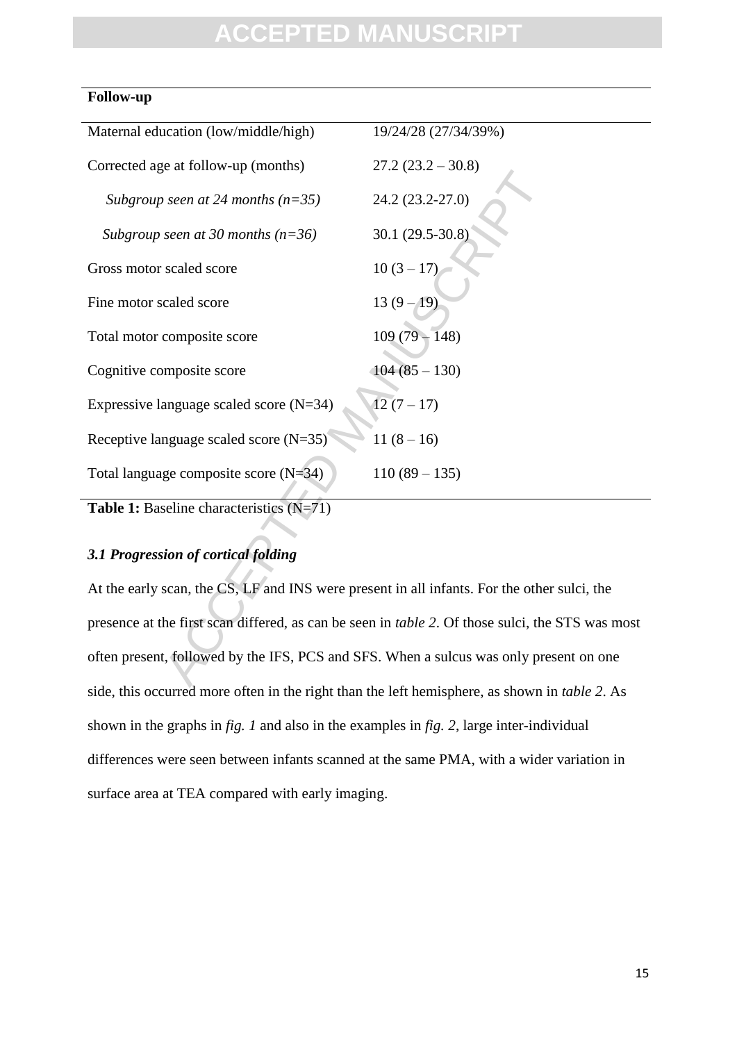| Follow-up | |
|---|---|
| Maternal education (low/middle/high) | 19/24/28 (27/34/39%) |
| Corrected age at follow-up (months) | 27.2 (23.2 – 30.8) |
| *Subgroup seen at 24 months (n=35)* | 24.2 (23.2-27.0) |
| *Subgroup seen at 30 months (n=36)* | 30.1 (29.5-30.8) |
| Gross motor scaled score | 10 (3 – 17) |
| Fine motor scaled score | 13 (9 – 19) |
| Total motor composite score | 109 (79 – 148) |
| Cognitive composite score | 104 (85 – 130) |
| Expressive language scaled score (N=34) | 12 (7 – 17) |
| Receptive language scaled score (N=35) | 11 (8 – 16) |
| Total language composite score (N=34) | 110 (89 – 135) |

**Table 1:** Baseline characteristics (N=71)

### *3.1 Progression of cortical folding*

At the early scan, the CS, LF and INS were present in all infants. For the other sulci, the presence at the first scan differed, as can be seen in *table 2*. Of those sulci, the STS was most often present, followed by the IFS, PCS and SFS. When a sulcus was only present on one side, this occurred more often in the right than the left hemisphere, as shown in *table 2*. As shown in the graphs in *fig. 1* and also in the examples in *fig. 2*, large inter-individual differences were seen between infants scanned at the same PMA, with a wider variation in surface area at TEA compared with early imaging.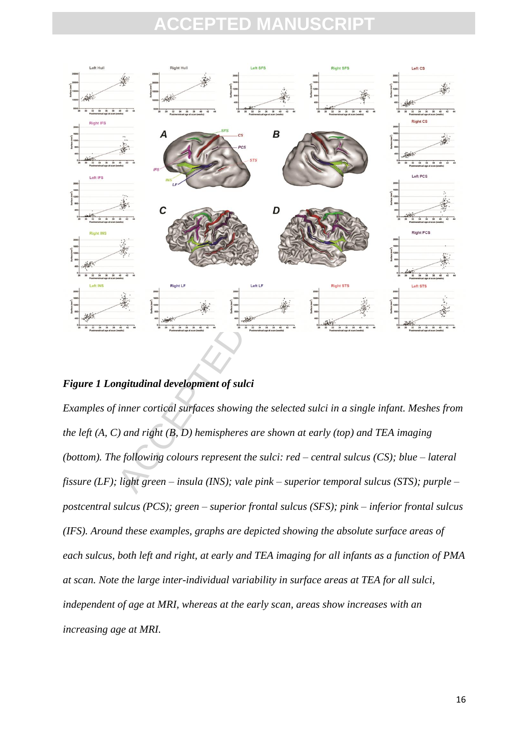***Figure 1 Longitudinal development of sulci***

*Examples of inner cortical surfaces showing the selected sulci in a single infant. Meshes from the left (A, C) and right (B, D) hemispheres are shown at early (top) and TEA imaging (bottom). The following colours represent the sulci: red – central sulcus (CS); blue – lateral fissure (LF); light green – insula (INS); vale pink – superior temporal sulcus (STS); purple – postcentral sulcus (PCS); green – superior frontal sulcus (SFS); pink – inferior frontal sulcus (IFS). Around these examples, graphs are depicted showing the absolute surface areas of each sulcus, both left and right, at early and TEA imaging for all infants as a function of PMA at scan. Note the large inter-individual variability in surface areas at TEA for all sulci, independent of age at MRI, whereas at the early scan, areas show increases with an increasing age at MRI.*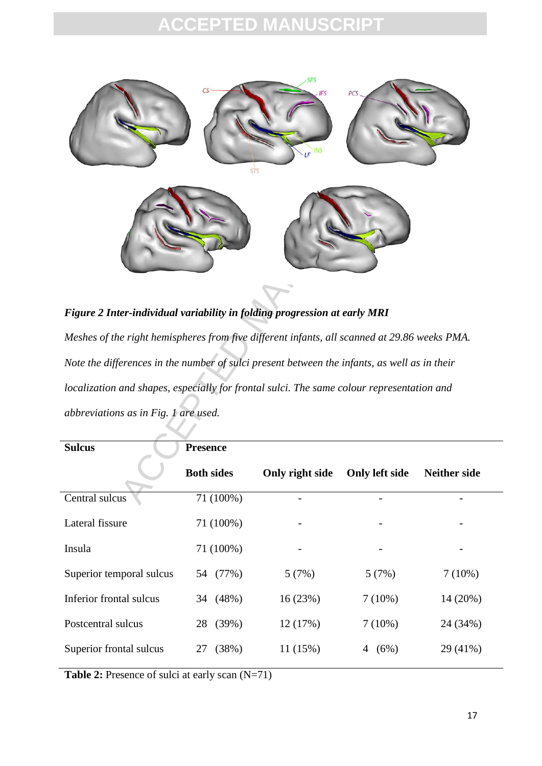***Figure 2 Inter-individual variability in folding progression at early MRI***

*Meshes of the right hemispheres from five different infants, all scanned at 29.86 weeks PMA. Note the differences in the number of sulci present between the infants, as well as in their localization and shapes, especially for frontal sulci. The same colour representation and abbreviations as in Fig. 1 are used.*

| **Sulcus** | **Presence** | | | |
|---|---|---|---|---|
| | **Both sides** | **Only right side** | **Only left side** | **Neither side** |
| Central sulcus | 71 (100%) | - | - | - |
| Lateral fissure | 71 (100%) | - | - | - |
| Insula | 71 (100%) | - | - | - |
| Superior temporal sulcus | 54 (77%) | 5 (7%) | 5 (7%) | 7 (10%) |
| Inferior frontal sulcus | 34 (48%) | 16 (23%) | 7 (10%) | 14 (20%) |
| Postcentral sulcus | 28 (39%) | 12 (17%) | 7 (10%) | 24 (34%) |
| Superior frontal sulcus | 27 (38%) | 11 (15%) | 4 (6%) | 29 (41%) |

**Table 2:** Presence of sulci at early scan (N=71)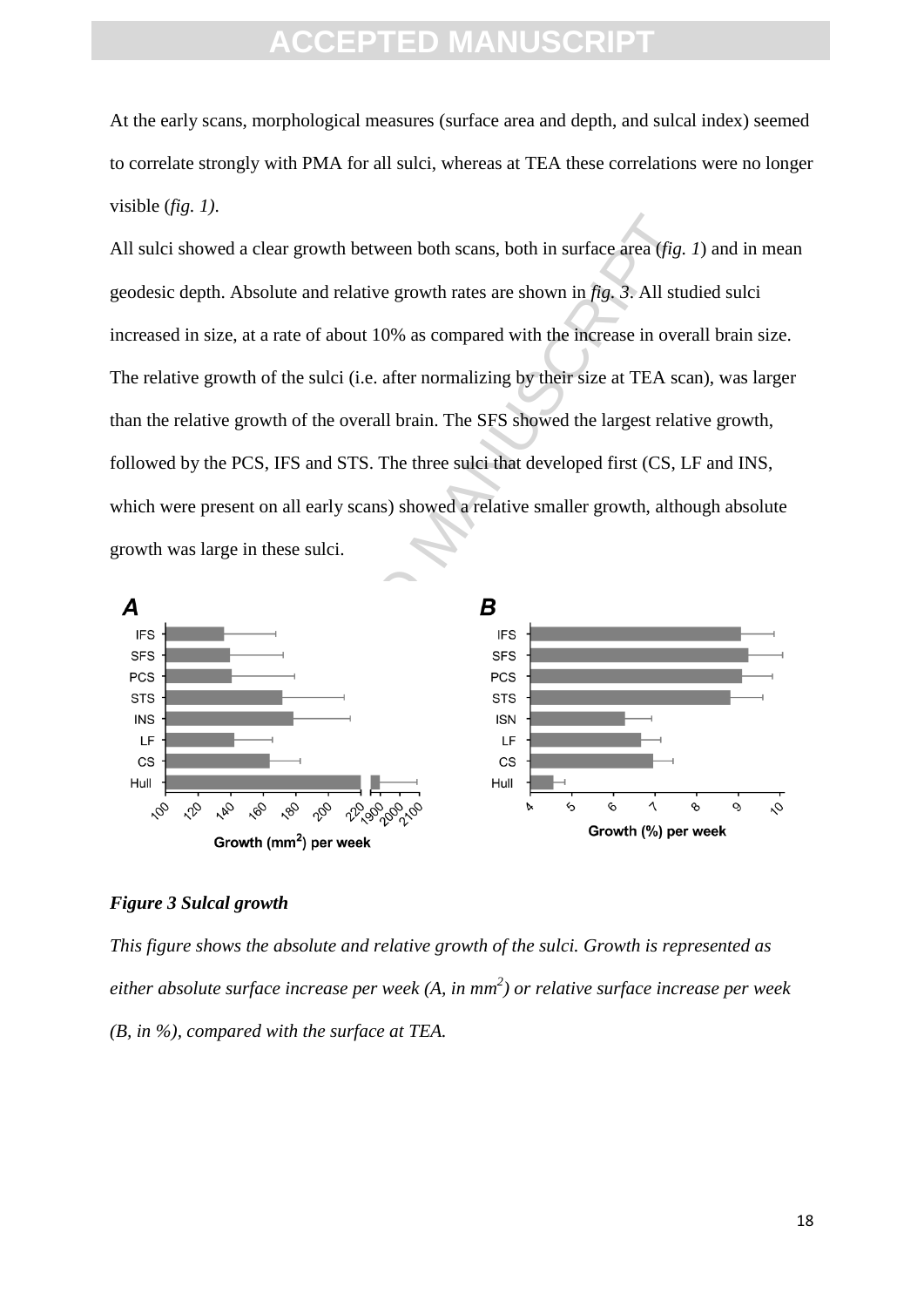At the early scans, morphological measures (surface area and depth, and sulcal index) seemed to correlate strongly with PMA for all sulci, whereas at TEA these correlations were no longer visible (*fig. 1)*.

All sulci showed a clear growth between both scans, both in surface area (*fig. 1*) and in mean geodesic depth. Absolute and relative growth rates are shown in *fig. 3*. All studied sulci increased in size, at a rate of about 10% as compared with the increase in overall brain size. The relative growth of the sulci (i.e. after normalizing by their size at TEA scan), was larger than the relative growth of the overall brain. The SFS showed the largest relative growth, followed by the PCS, IFS and STS. The three sulci that developed first (CS, LF and INS, which were present on all early scans) showed a relative smaller growth, although absolute growth was large in these sulci.

***Figure 3 Sulcal growth***

*This figure shows the absolute and relative growth of the sulci. Growth is represented as either absolute surface increase per week (A, in mm$^2$) or relative surface increase per week (B, in %), compared with the surface at TEA.*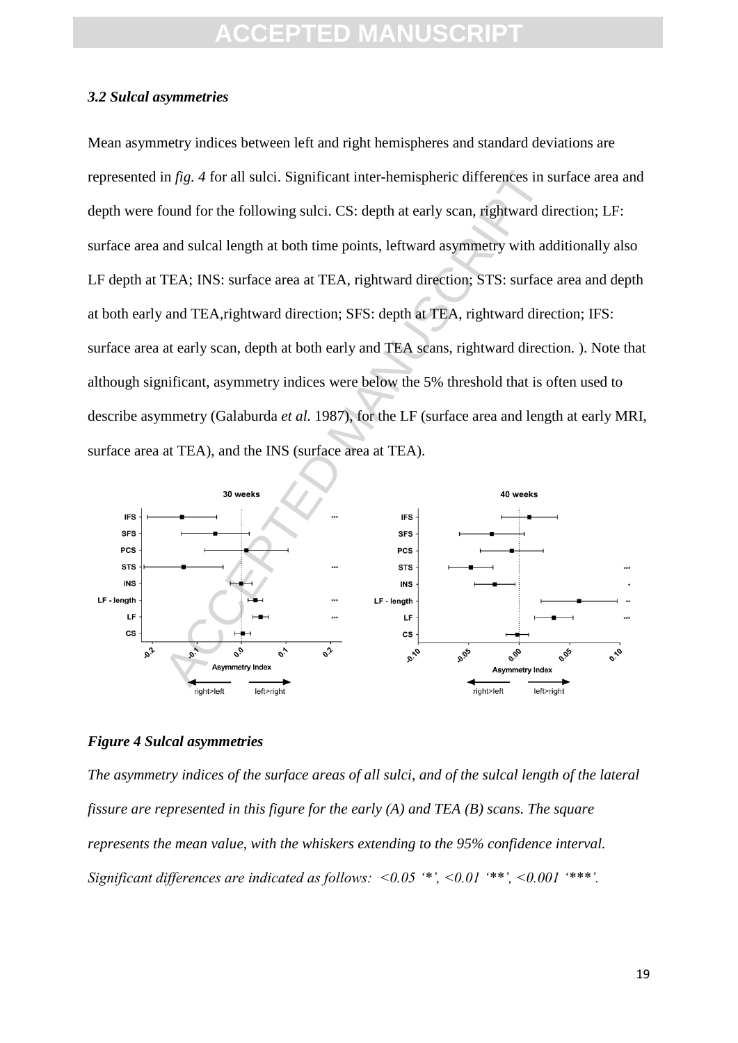### *3.2 Sulcal asymmetries*

Mean asymmetry indices between left and right hemispheres and standard deviations are represented in *fig. 4* for all sulci. Significant inter-hemispheric differences in surface area and depth were found for the following sulci. CS: depth at early scan, rightward direction; LF: surface area and sulcal length at both time points, leftward asymmetry with additionally also LF depth at TEA; INS: surface area at TEA, rightward direction; STS: surface area and depth at both early and TEA,rightward direction; SFS: depth at TEA, rightward direction; IFS: surface area at early scan, depth at both early and TEA scans, rightward direction. ). Note that although significant, asymmetry indices were below the 5% threshold that is often used to describe asymmetry (Galaburda *et al.* 1987), for the LF (surface area and length at early MRI, surface area at TEA), and the INS (surface area at TEA).

***Figure 4 Sulcal asymmetries***

*The asymmetry indices of the surface areas of all sulci, and of the sulcal length of the lateral fissure are represented in this figure for the early (A) and TEA (B) scans. The square represents the mean value, with the whiskers extending to the 95% confidence interval. Significant differences are indicated as follows: <0.05 '\*', <0.01 '\*\*', <0.001 '\*\*\*'.*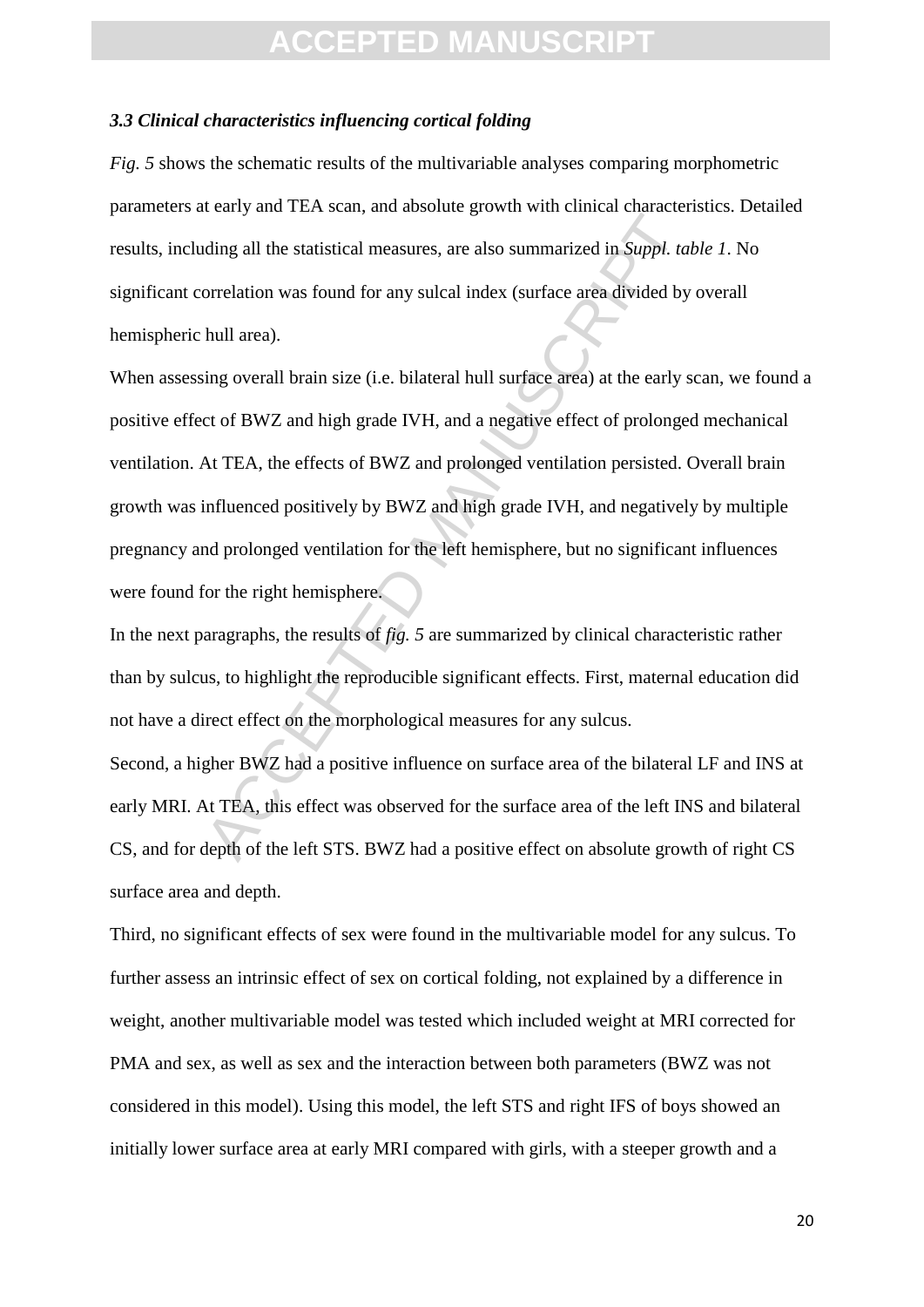### *3.3 Clinical characteristics influencing cortical folding*

*Fig. 5* shows the schematic results of the multivariable analyses comparing morphometric parameters at early and TEA scan, and absolute growth with clinical characteristics. Detailed results, including all the statistical measures, are also summarized in *Suppl. table 1*. No significant correlation was found for any sulcal index (surface area divided by overall hemispheric hull area).

When assessing overall brain size (i.e. bilateral hull surface area) at the early scan, we found a positive effect of BWZ and high grade IVH, and a negative effect of prolonged mechanical ventilation. At TEA, the effects of BWZ and prolonged ventilation persisted. Overall brain growth was influenced positively by BWZ and high grade IVH, and negatively by multiple pregnancy and prolonged ventilation for the left hemisphere, but no significant influences were found for the right hemisphere.

In the next paragraphs, the results of *fig. 5* are summarized by clinical characteristic rather than by sulcus, to highlight the reproducible significant effects. First, maternal education did not have a direct effect on the morphological measures for any sulcus.

Second, a higher BWZ had a positive influence on surface area of the bilateral LF and INS at early MRI. At TEA, this effect was observed for the surface area of the left INS and bilateral CS, and for depth of the left STS. BWZ had a positive effect on absolute growth of right CS surface area and depth.

Third, no significant effects of sex were found in the multivariable model for any sulcus. To further assess an intrinsic effect of sex on cortical folding, not explained by a difference in weight, another multivariable model was tested which included weight at MRI corrected for PMA and sex, as well as sex and the interaction between both parameters (BWZ was not considered in this model). Using this model, the left STS and right IFS of boys showed an initially lower surface area at early MRI compared with girls, with a steeper growth and a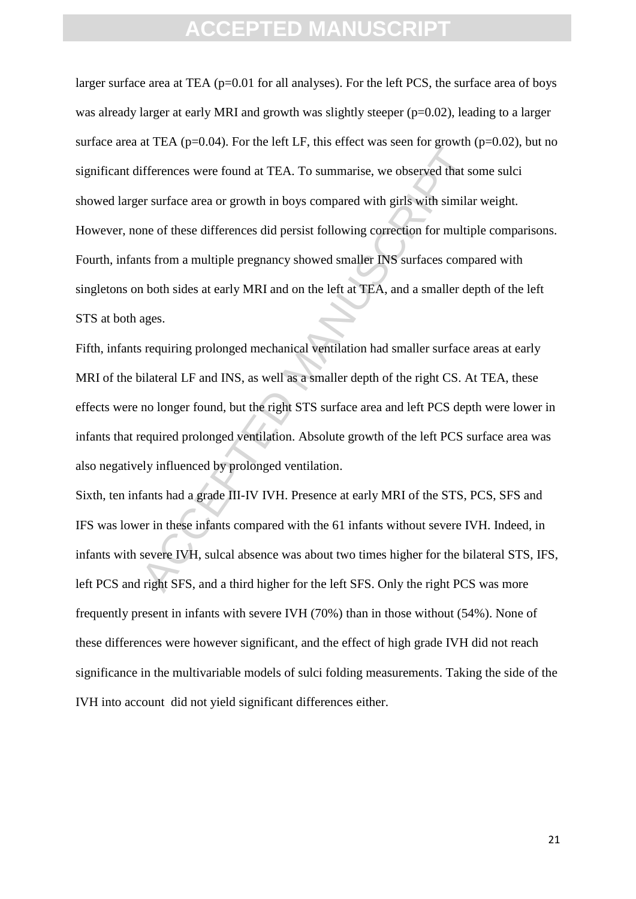larger surface area at TEA (p=0.01 for all analyses). For the left PCS, the surface area of boys was already larger at early MRI and growth was slightly steeper (p=0.02), leading to a larger surface area at TEA (p=0.04). For the left LF, this effect was seen for growth (p=0.02), but no significant differences were found at TEA. To summarise, we observed that some sulci showed larger surface area or growth in boys compared with girls with similar weight. However, none of these differences did persist following correction for multiple comparisons. Fourth, infants from a multiple pregnancy showed smaller INS surfaces compared with singletons on both sides at early MRI and on the left at TEA, and a smaller depth of the left STS at both ages.

Fifth, infants requiring prolonged mechanical ventilation had smaller surface areas at early MRI of the bilateral LF and INS, as well as a smaller depth of the right CS. At TEA, these effects were no longer found, but the right STS surface area and left PCS depth were lower in infants that required prolonged ventilation. Absolute growth of the left PCS surface area was also negatively influenced by prolonged ventilation.

Sixth, ten infants had a grade III-IV IVH. Presence at early MRI of the STS, PCS, SFS and IFS was lower in these infants compared with the 61 infants without severe IVH. Indeed, in infants with severe IVH, sulcal absence was about two times higher for the bilateral STS, IFS, left PCS and right SFS, and a third higher for the left SFS. Only the right PCS was more frequently present in infants with severe IVH (70%) than in those without (54%). None of these differences were however significant, and the effect of high grade IVH did not reach significance in the multivariable models of sulci folding measurements. Taking the side of the IVH into account did not yield significant differences either.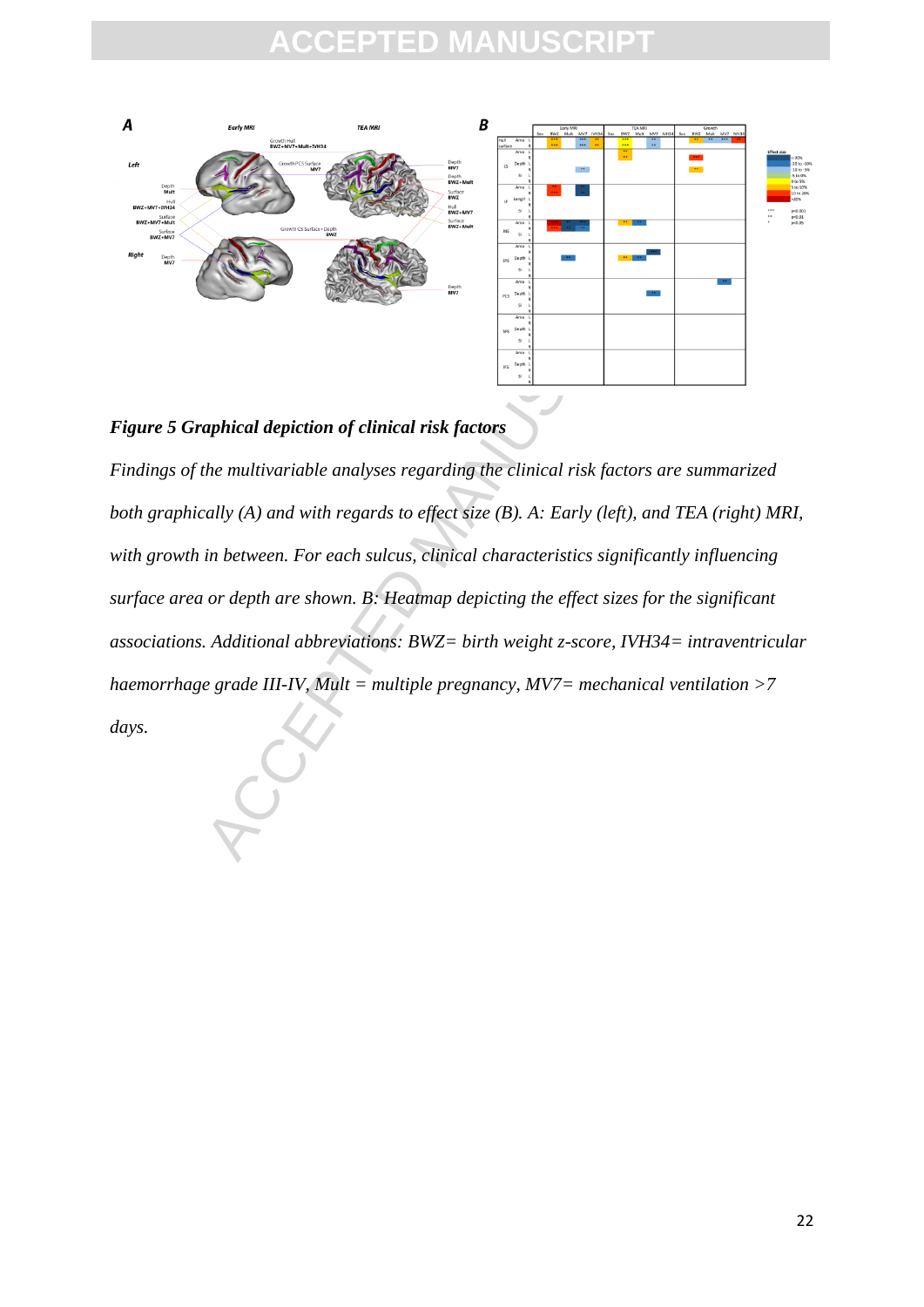***Figure 5 Graphical depiction of clinical risk factors***

*Findings of the multivariable analyses regarding the clinical risk factors are summarized both graphically (A) and with regards to effect size (B). A: Early (left), and TEA (right) MRI, with growth in between. For each sulcus, clinical characteristics significantly influencing surface area or depth are shown. B: Heatmap depicting the effect sizes for the significant associations. Additional abbreviations: BWZ= birth weight z-score, IVH34= intraventricular haemorrhage grade III-IV, Mult = multiple pregnancy, MV7= mechanical ventilation >7 days.*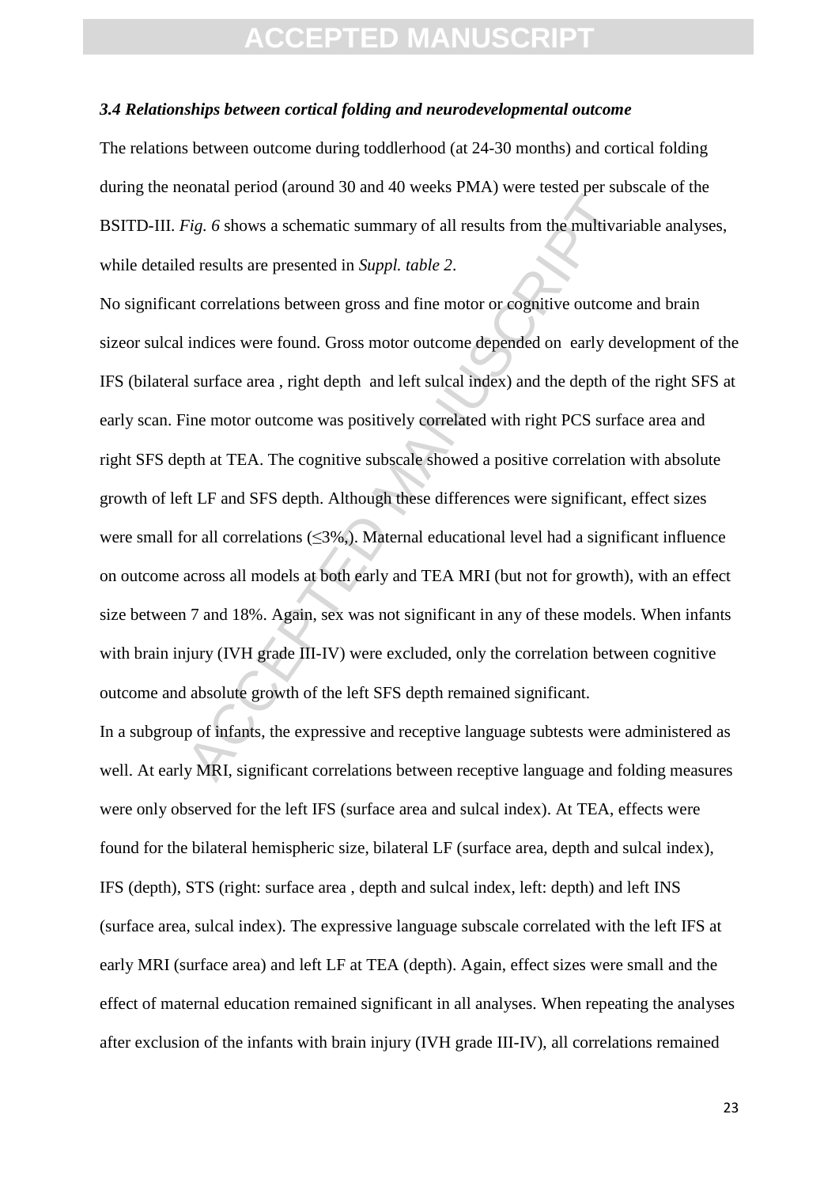### *3.4 Relationships between cortical folding and neurodevelopmental outcome*

The relations between outcome during toddlerhood (at 24-30 months) and cortical folding during the neonatal period (around 30 and 40 weeks PMA) were tested per subscale of the BSITD-III. *Fig. 6* shows a schematic summary of all results from the multivariable analyses, while detailed results are presented in *Suppl. table 2*.

No significant correlations between gross and fine motor or cognitive outcome and brain sizeor sulcal indices were found. Gross motor outcome depended on early development of the IFS (bilateral surface area , right depth and left sulcal index) and the depth of the right SFS at early scan. Fine motor outcome was positively correlated with right PCS surface area and right SFS depth at TEA. The cognitive subscale showed a positive correlation with absolute growth of left LF and SFS depth. Although these differences were significant, effect sizes were small for all correlations (≤3%,). Maternal educational level had a significant influence on outcome across all models at both early and TEA MRI (but not for growth), with an effect size between 7 and 18%. Again, sex was not significant in any of these models. When infants with brain injury (IVH grade III-IV) were excluded, only the correlation between cognitive outcome and absolute growth of the left SFS depth remained significant.

In a subgroup of infants, the expressive and receptive language subtests were administered as well. At early MRI, significant correlations between receptive language and folding measures were only observed for the left IFS (surface area and sulcal index). At TEA, effects were found for the bilateral hemispheric size, bilateral LF (surface area, depth and sulcal index), IFS (depth), STS (right: surface area , depth and sulcal index, left: depth) and left INS (surface area, sulcal index). The expressive language subscale correlated with the left IFS at early MRI (surface area) and left LF at TEA (depth). Again, effect sizes were small and the effect of maternal education remained significant in all analyses. When repeating the analyses after exclusion of the infants with brain injury (IVH grade III-IV), all correlations remained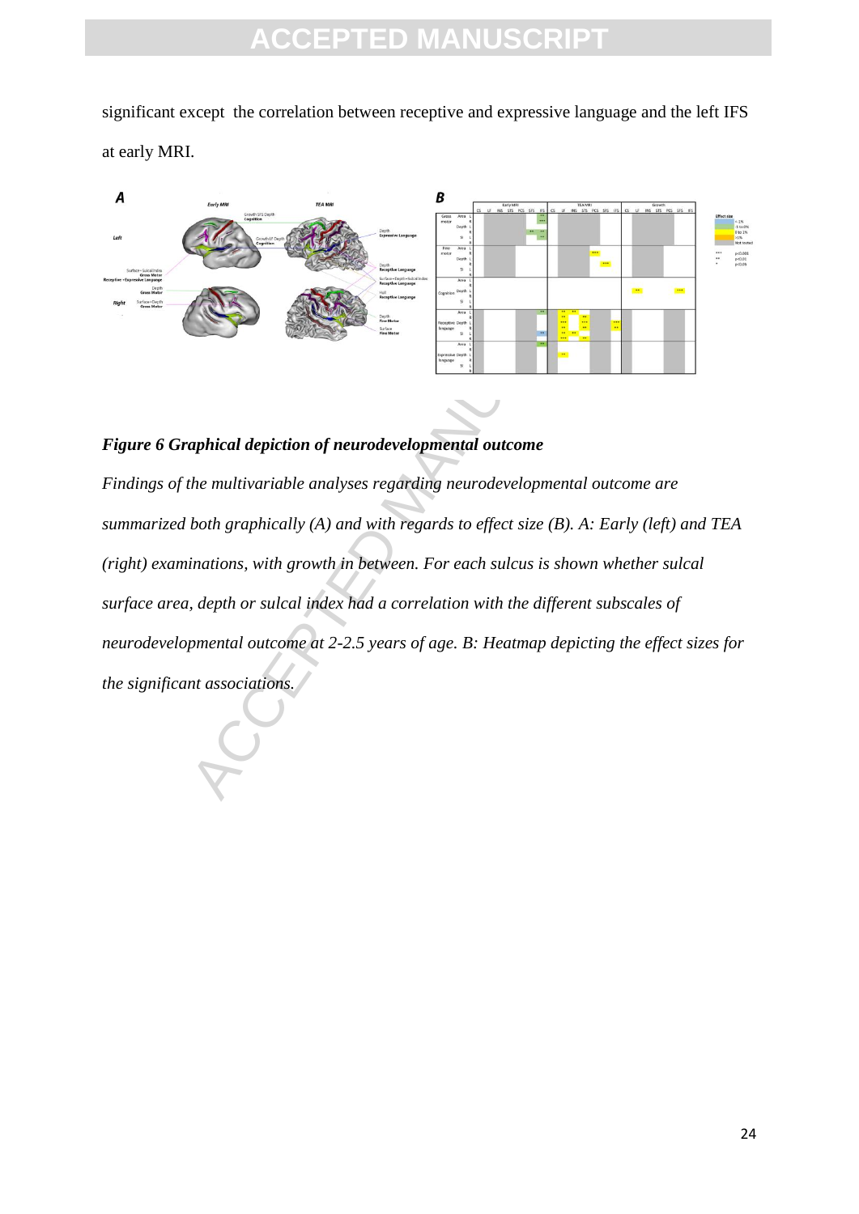significant except the correlation between receptive and expressive language and the left IFS at early MRI.

***Figure 6 Graphical depiction of neurodevelopmental outcome***

*Findings of the multivariable analyses regarding neurodevelopmental outcome are summarized both graphically (A) and with regards to effect size (B). A: Early (left) and TEA (right) examinations, with growth in between. For each sulcus is shown whether sulcal surface area, depth or sulcal index had a correlation with the different subscales of neurodevelopmental outcome at 2-2.5 years of age. B: Heatmap depicting the effect sizes for the significant associations.*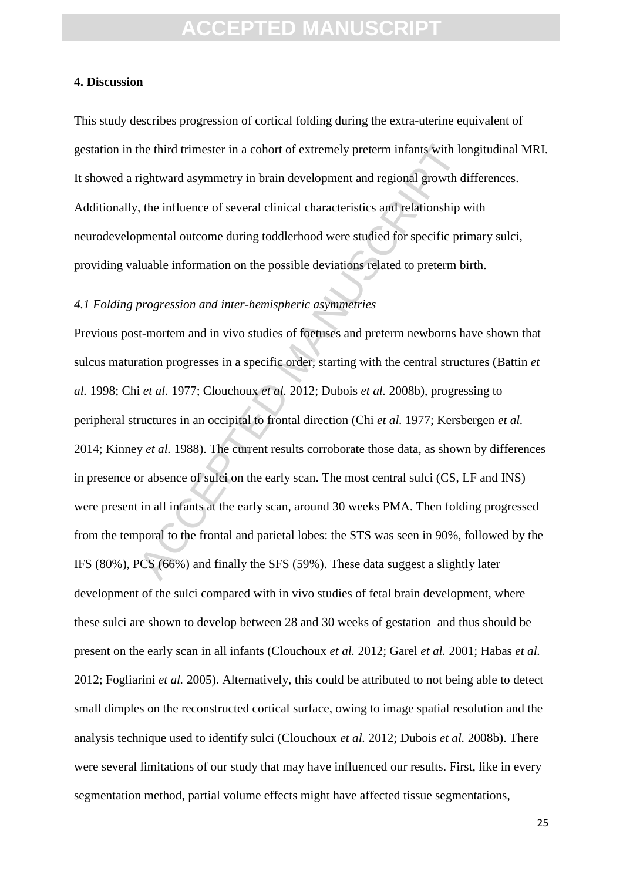## 4. Discussion

This study describes progression of cortical folding during the extra-uterine equivalent of gestation in the third trimester in a cohort of extremely preterm infants with longitudinal MRI. It showed a rightward asymmetry in brain development and regional growth differences. Additionally, the influence of several clinical characteristics and relationship with neurodevelopmental outcome during toddlerhood were studied for specific primary sulci, providing valuable information on the possible deviations related to preterm birth.

### *4.1 Folding progression and inter-hemispheric asymmetries*

Previous post-mortem and in vivo studies of foetuses and preterm newborns have shown that sulcus maturation progresses in a specific order, starting with the central structures (Battin *et al.* 1998; Chi *et al.* 1977; Clouchoux *et al.* 2012; Dubois *et al.* 2008b), progressing to peripheral structures in an occipital to frontal direction (Chi *et al.* 1977; Kersbergen *et al.* 2014; Kinney *et al.* 1988). The current results corroborate those data, as shown by differences in presence or absence of sulci on the early scan. The most central sulci (CS, LF and INS) were present in all infants at the early scan, around 30 weeks PMA. Then folding progressed from the temporal to the frontal and parietal lobes: the STS was seen in 90%, followed by the IFS (80%), PCS (66%) and finally the SFS (59%). These data suggest a slightly later development of the sulci compared with in vivo studies of fetal brain development, where these sulci are shown to develop between 28 and 30 weeks of gestation and thus should be present on the early scan in all infants (Clouchoux *et al.* 2012; Garel *et al.* 2001; Habas *et al.* 2012; Fogliarini *et al.* 2005). Alternatively, this could be attributed to not being able to detect small dimples on the reconstructed cortical surface, owing to image spatial resolution and the analysis technique used to identify sulci (Clouchoux *et al.* 2012; Dubois *et al.* 2008b). There were several limitations of our study that may have influenced our results. First, like in every segmentation method, partial volume effects might have affected tissue segmentations,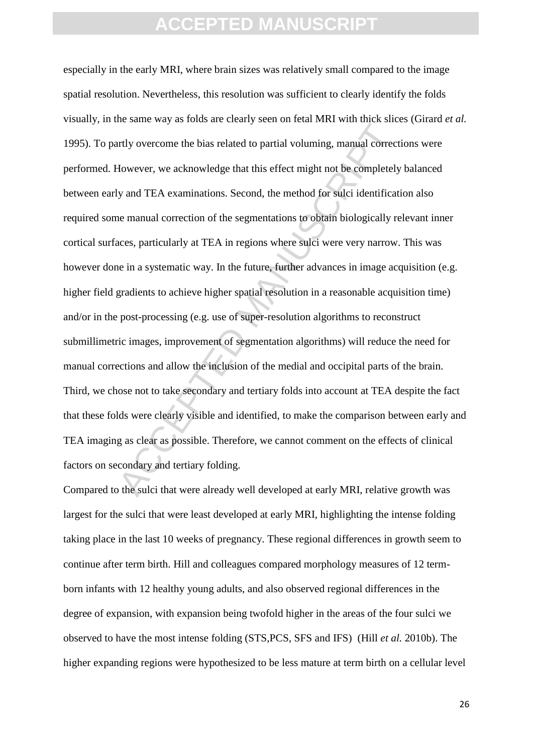especially in the early MRI, where brain sizes was relatively small compared to the image spatial resolution. Nevertheless, this resolution was sufficient to clearly identify the folds visually, in the same way as folds are clearly seen on fetal MRI with thick slices (Girard *et al.* 1995). To partly overcome the bias related to partial voluming, manual corrections were performed. However, we acknowledge that this effect might not be completely balanced between early and TEA examinations. Second, the method for sulci identification also required some manual correction of the segmentations to obtain biologically relevant inner cortical surfaces, particularly at TEA in regions where sulci were very narrow. This was however done in a systematic way. In the future, further advances in image acquisition (e.g. higher field gradients to achieve higher spatial resolution in a reasonable acquisition time) and/or in the post-processing (e.g. use of super-resolution algorithms to reconstruct submillimetric images, improvement of segmentation algorithms) will reduce the need for manual corrections and allow the inclusion of the medial and occipital parts of the brain. Third, we chose not to take secondary and tertiary folds into account at TEA despite the fact that these folds were clearly visible and identified, to make the comparison between early and TEA imaging as clear as possible. Therefore, we cannot comment on the effects of clinical factors on secondary and tertiary folding.

Compared to the sulci that were already well developed at early MRI, relative growth was largest for the sulci that were least developed at early MRI, highlighting the intense folding taking place in the last 10 weeks of pregnancy. These regional differences in growth seem to continue after term birth. Hill and colleagues compared morphology measures of 12 term-born infants with 12 healthy young adults, and also observed regional differences in the degree of expansion, with expansion being twofold higher in the areas of the four sulci we observed to have the most intense folding (STS,PCS, SFS and IFS) (Hill *et al.* 2010b). The higher expanding regions were hypothesized to be less mature at term birth on a cellular level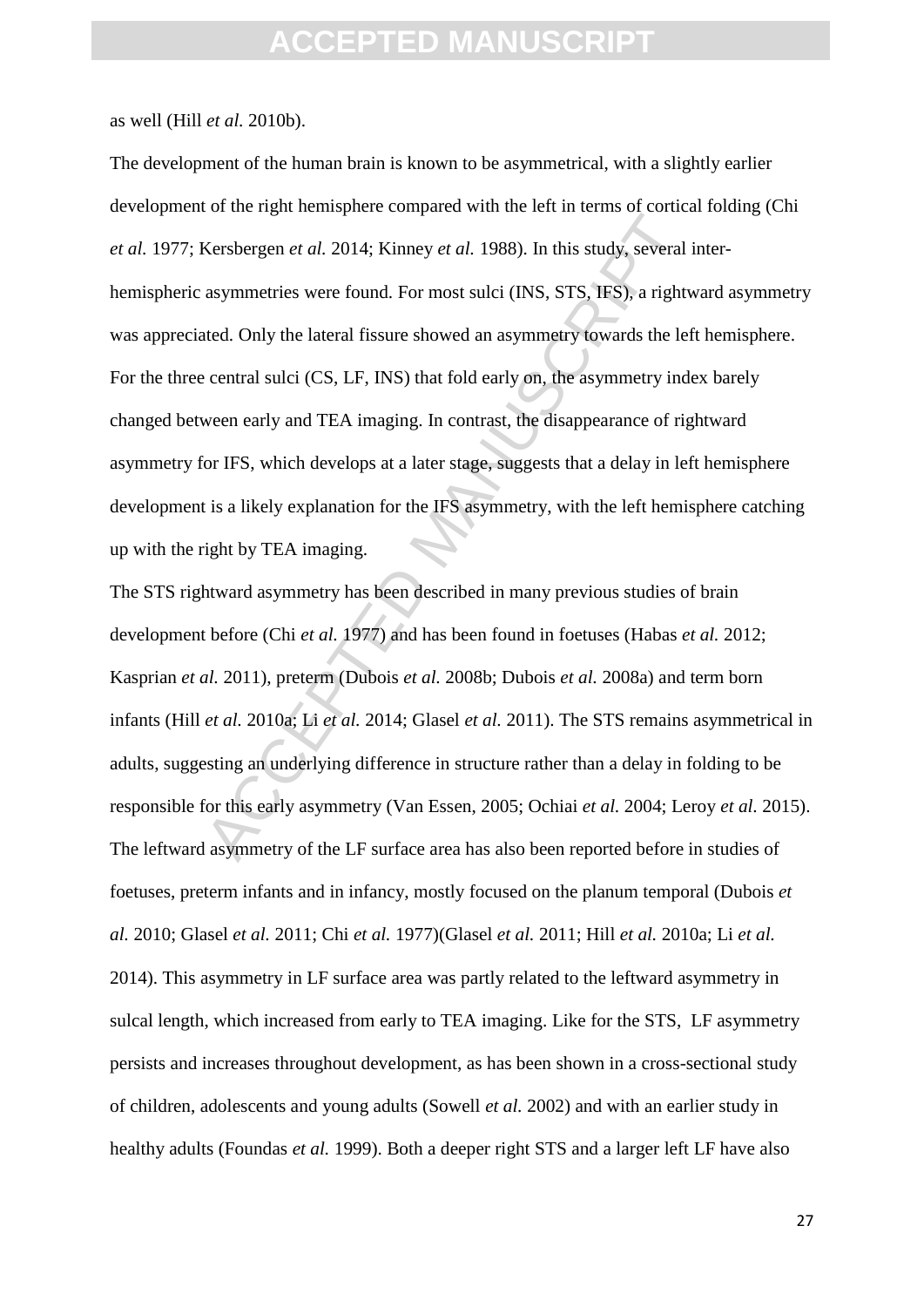as well (Hill *et al.* 2010b).

The development of the human brain is known to be asymmetrical, with a slightly earlier development of the right hemisphere compared with the left in terms of cortical folding (Chi *et al.* 1977; Kersbergen *et al.* 2014; Kinney *et al.* 1988). In this study, several inter-hemispheric asymmetries were found. For most sulci (INS, STS, IFS), a rightward asymmetry was appreciated. Only the lateral fissure showed an asymmetry towards the left hemisphere. For the three central sulci (CS, LF, INS) that fold early on, the asymmetry index barely changed between early and TEA imaging. In contrast, the disappearance of rightward asymmetry for IFS, which develops at a later stage, suggests that a delay in left hemisphere development is a likely explanation for the IFS asymmetry, with the left hemisphere catching up with the right by TEA imaging.

The STS rightward asymmetry has been described in many previous studies of brain development before (Chi *et al.* 1977) and has been found in foetuses (Habas *et al.* 2012; Kasprian *et al.* 2011), preterm (Dubois *et al.* 2008b; Dubois *et al.* 2008a) and term born infants (Hill *et al.* 2010a; Li *et al.* 2014; Glasel *et al.* 2011). The STS remains asymmetrical in adults, suggesting an underlying difference in structure rather than a delay in folding to be responsible for this early asymmetry (Van Essen, 2005; Ochiai *et al.* 2004; Leroy *et al*. 2015). The leftward asymmetry of the LF surface area has also been reported before in studies of foetuses, preterm infants and in infancy, mostly focused on the planum temporal (Dubois *et al.* 2010; Glasel *et al.* 2011; Chi *et al.* 1977)(Glasel *et al.* 2011; Hill *et al.* 2010a; Li *et al.* 2014). This asymmetry in LF surface area was partly related to the leftward asymmetry in sulcal length, which increased from early to TEA imaging. Like for the STS, LF asymmetry persists and increases throughout development, as has been shown in a cross-sectional study of children, adolescents and young adults (Sowell *et al.* 2002) and with an earlier study in healthy adults (Foundas *et al.* 1999). Both a deeper right STS and a larger left LF have also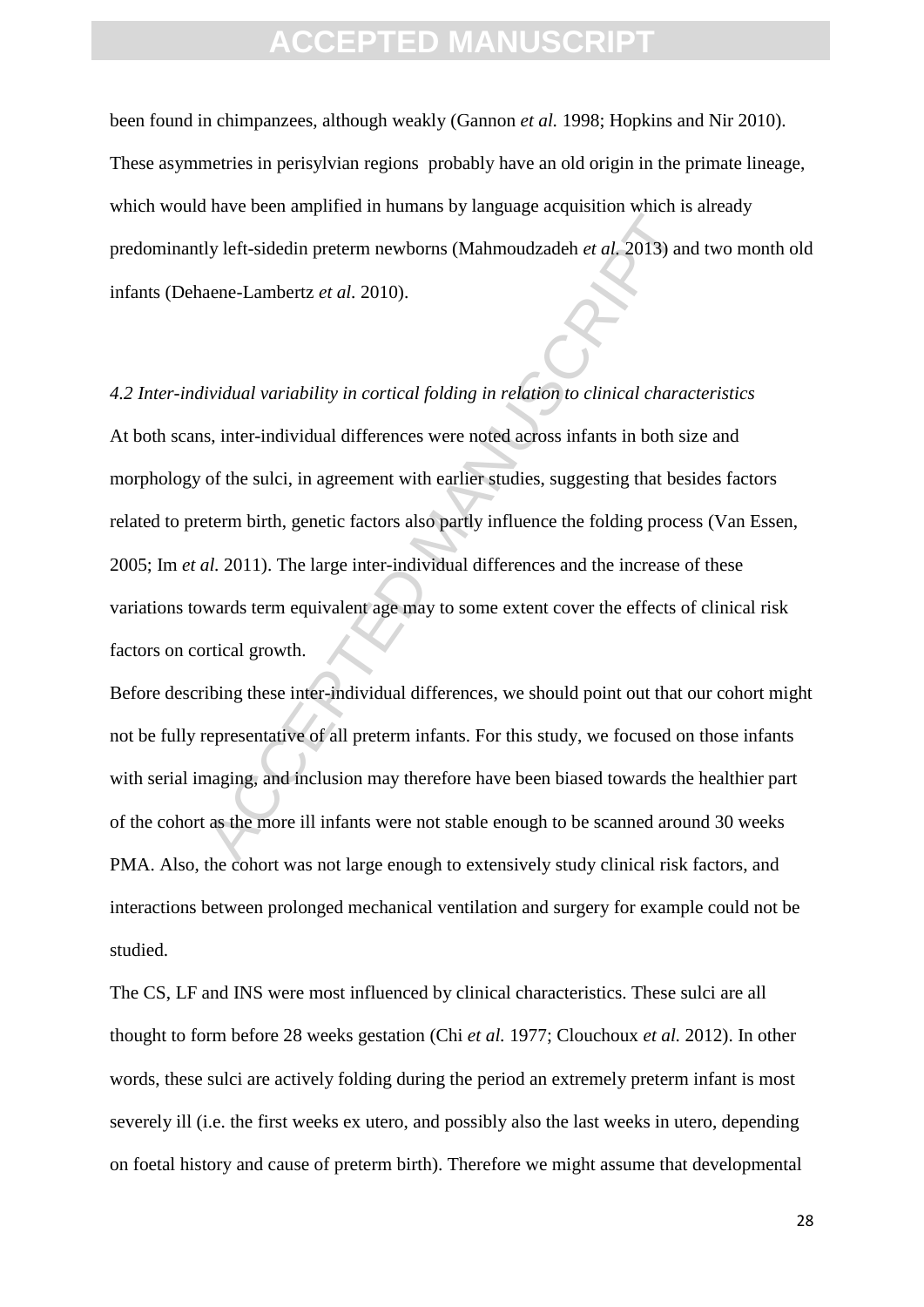been found in chimpanzees, although weakly (Gannon *et al.* 1998; Hopkins and Nir 2010). These asymmetries in perisylvian regions probably have an old origin in the primate lineage, which would have been amplified in humans by language acquisition which is already predominantly left-sidedin preterm newborns (Mahmoudzadeh *et al.* 2013) and two month old infants (Dehaene-Lambertz *et al*. 2010).

*4.2 Inter-individual variability in cortical folding in relation to clinical characteristics*

At both scans, inter-individual differences were noted across infants in both size and morphology of the sulci, in agreement with earlier studies, suggesting that besides factors related to preterm birth, genetic factors also partly influence the folding process (Van Essen, 2005; Im *et al.* 2011). The large inter-individual differences and the increase of these variations towards term equivalent age may to some extent cover the effects of clinical risk factors on cortical growth.

Before describing these inter-individual differences, we should point out that our cohort might not be fully representative of all preterm infants. For this study, we focused on those infants with serial imaging, and inclusion may therefore have been biased towards the healthier part of the cohort as the more ill infants were not stable enough to be scanned around 30 weeks PMA. Also, the cohort was not large enough to extensively study clinical risk factors, and interactions between prolonged mechanical ventilation and surgery for example could not be studied.

The CS, LF and INS were most influenced by clinical characteristics. These sulci are all thought to form before 28 weeks gestation (Chi *et al.* 1977; Clouchoux *et al.* 2012). In other words, these sulci are actively folding during the period an extremely preterm infant is most severely ill (i.e. the first weeks ex utero, and possibly also the last weeks in utero, depending on foetal history and cause of preterm birth). Therefore we might assume that developmental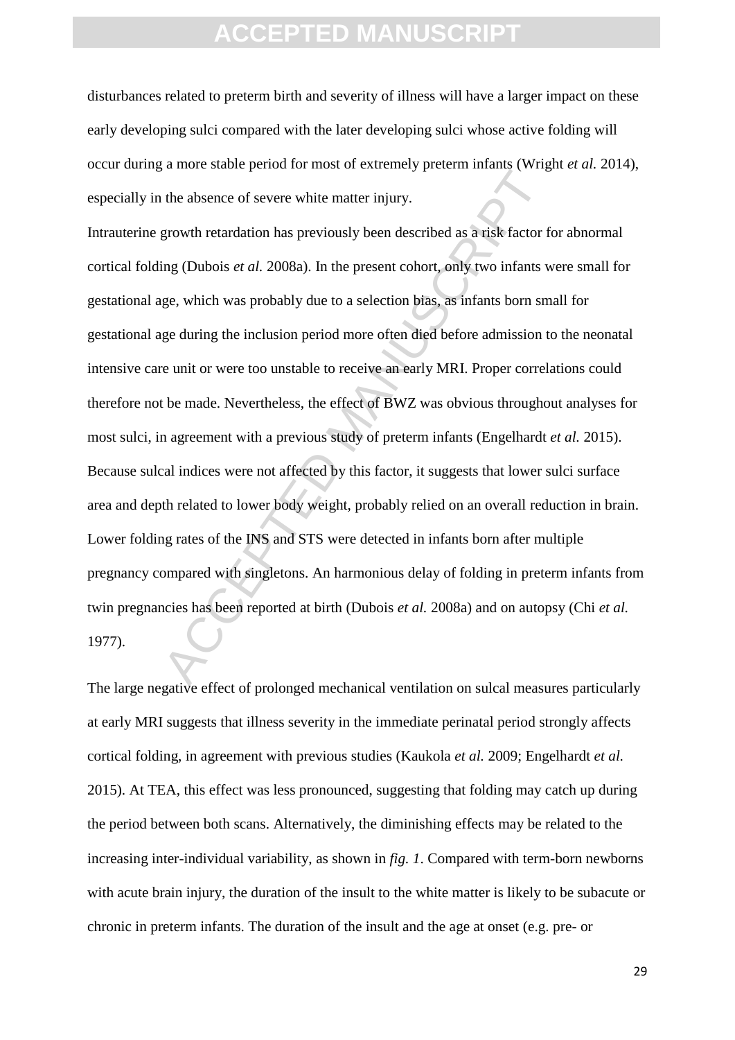disturbances related to preterm birth and severity of illness will have a larger impact on these early developing sulci compared with the later developing sulci whose active folding will occur during a more stable period for most of extremely preterm infants (Wright *et al.* 2014), especially in the absence of severe white matter injury.

Intrauterine growth retardation has previously been described as a risk factor for abnormal cortical folding (Dubois *et al.* 2008a). In the present cohort, only two infants were small for gestational age, which was probably due to a selection bias, as infants born small for gestational age during the inclusion period more often died before admission to the neonatal intensive care unit or were too unstable to receive an early MRI. Proper correlations could therefore not be made. Nevertheless, the effect of BWZ was obvious throughout analyses for most sulci, in agreement with a previous study of preterm infants (Engelhardt *et al.* 2015). Because sulcal indices were not affected by this factor, it suggests that lower sulci surface area and depth related to lower body weight, probably relied on an overall reduction in brain. Lower folding rates of the INS and STS were detected in infants born after multiple pregnancy compared with singletons. An harmonious delay of folding in preterm infants from twin pregnancies has been reported at birth (Dubois *et al.* 2008a) and on autopsy (Chi *et al.* 1977).

The large negative effect of prolonged mechanical ventilation on sulcal measures particularly at early MRI suggests that illness severity in the immediate perinatal period strongly affects cortical folding, in agreement with previous studies (Kaukola *et al.* 2009; Engelhardt *et al.* 2015). At TEA, this effect was less pronounced, suggesting that folding may catch up during the period between both scans. Alternatively, the diminishing effects may be related to the increasing inter-individual variability, as shown in *fig. 1*. Compared with term-born newborns with acute brain injury, the duration of the insult to the white matter is likely to be subacute or chronic in preterm infants. The duration of the insult and the age at onset (e.g. pre- or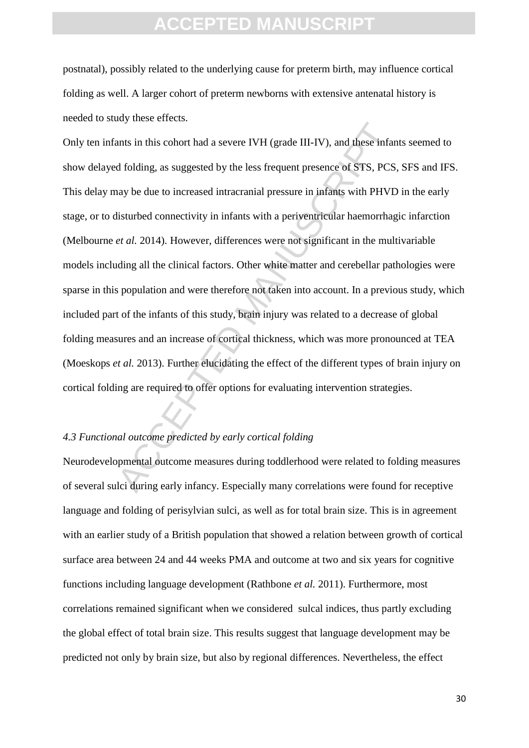postnatal), possibly related to the underlying cause for preterm birth, may influence cortical folding as well. A larger cohort of preterm newborns with extensive antenatal history is needed to study these effects.

Only ten infants in this cohort had a severe IVH (grade III-IV), and these infants seemed to show delayed folding, as suggested by the less frequent presence of STS, PCS, SFS and IFS. This delay may be due to increased intracranial pressure in infants with PHVD in the early stage, or to disturbed connectivity in infants with a periventricular haemorrhagic infarction (Melbourne *et al.* 2014). However, differences were not significant in the multivariable models including all the clinical factors. Other white matter and cerebellar pathologies were sparse in this population and were therefore not taken into account. In a previous study, which included part of the infants of this study, brain injury was related to a decrease of global folding measures and an increase of cortical thickness, which was more pronounced at TEA (Moeskops *et al.* 2013). Further elucidating the effect of the different types of brain injury on cortical folding are required to offer options for evaluating intervention strategies.

### *4.3 Functional outcome predicted by early cortical folding*

Neurodevelopmental outcome measures during toddlerhood were related to folding measures of several sulci during early infancy. Especially many correlations were found for receptive language and folding of perisylvian sulci, as well as for total brain size. This is in agreement with an earlier study of a British population that showed a relation between growth of cortical surface area between 24 and 44 weeks PMA and outcome at two and six years for cognitive functions including language development (Rathbone *et al.* 2011). Furthermore, most correlations remained significant when we considered sulcal indices, thus partly excluding the global effect of total brain size. This results suggest that language development may be predicted not only by brain size, but also by regional differences. Nevertheless, the effect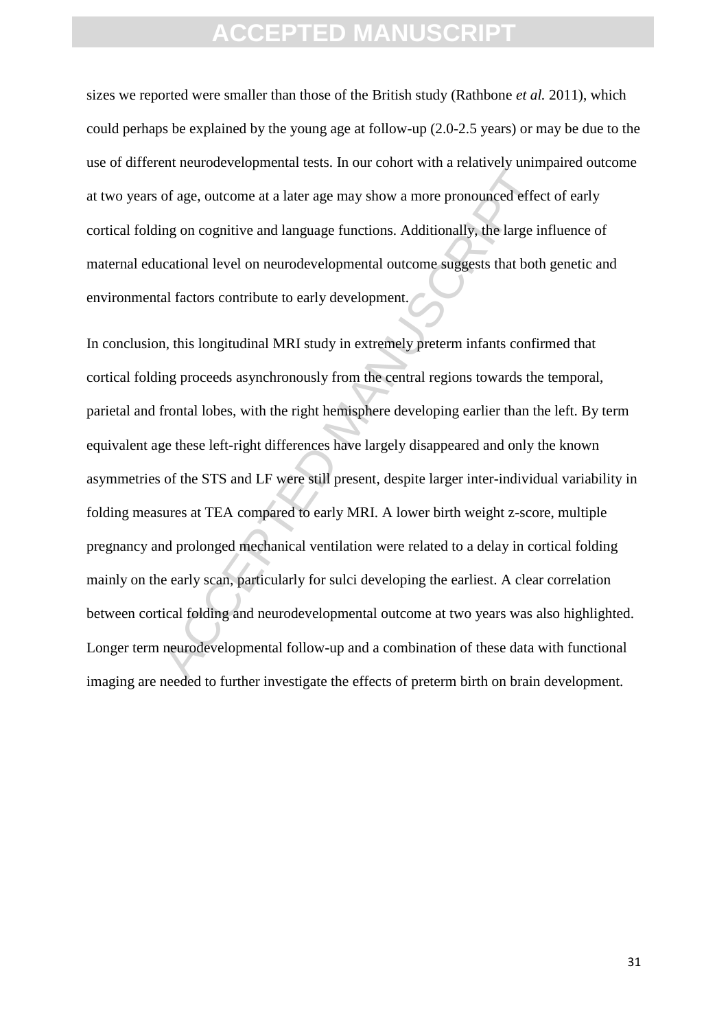sizes we reported were smaller than those of the British study (Rathbone *et al.* 2011), which could perhaps be explained by the young age at follow-up (2.0-2.5 years) or may be due to the use of different neurodevelopmental tests. In our cohort with a relatively unimpaired outcome at two years of age, outcome at a later age may show a more pronounced effect of early cortical folding on cognitive and language functions. Additionally, the large influence of maternal educational level on neurodevelopmental outcome suggests that both genetic and environmental factors contribute to early development.

In conclusion, this longitudinal MRI study in extremely preterm infants confirmed that cortical folding proceeds asynchronously from the central regions towards the temporal, parietal and frontal lobes, with the right hemisphere developing earlier than the left. By term equivalent age these left-right differences have largely disappeared and only the known asymmetries of the STS and LF were still present, despite larger inter-individual variability in folding measures at TEA compared to early MRI. A lower birth weight z-score, multiple pregnancy and prolonged mechanical ventilation were related to a delay in cortical folding mainly on the early scan, particularly for sulci developing the earliest. A clear correlation between cortical folding and neurodevelopmental outcome at two years was also highlighted. Longer term neurodevelopmental follow-up and a combination of these data with functional imaging are needed to further investigate the effects of preterm birth on brain development.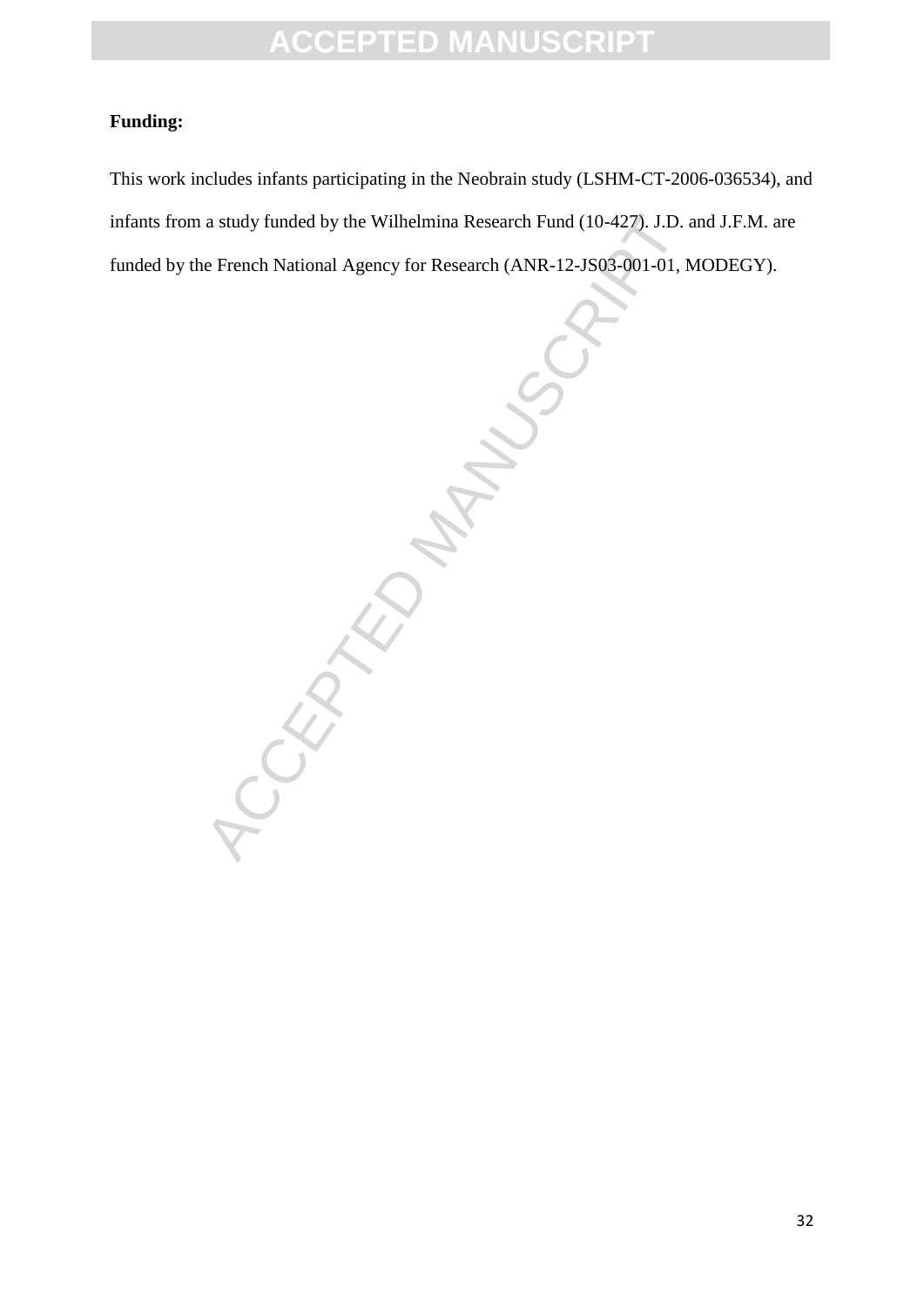**Funding:**

This work includes infants participating in the Neobrain study (LSHM-CT-2006-036534), and infants from a study funded by the Wilhelmina Research Fund (10-427). J.D. and J.F.M. are funded by the French National Agency for Research (ANR-12-JS03-001-01, MODEGY).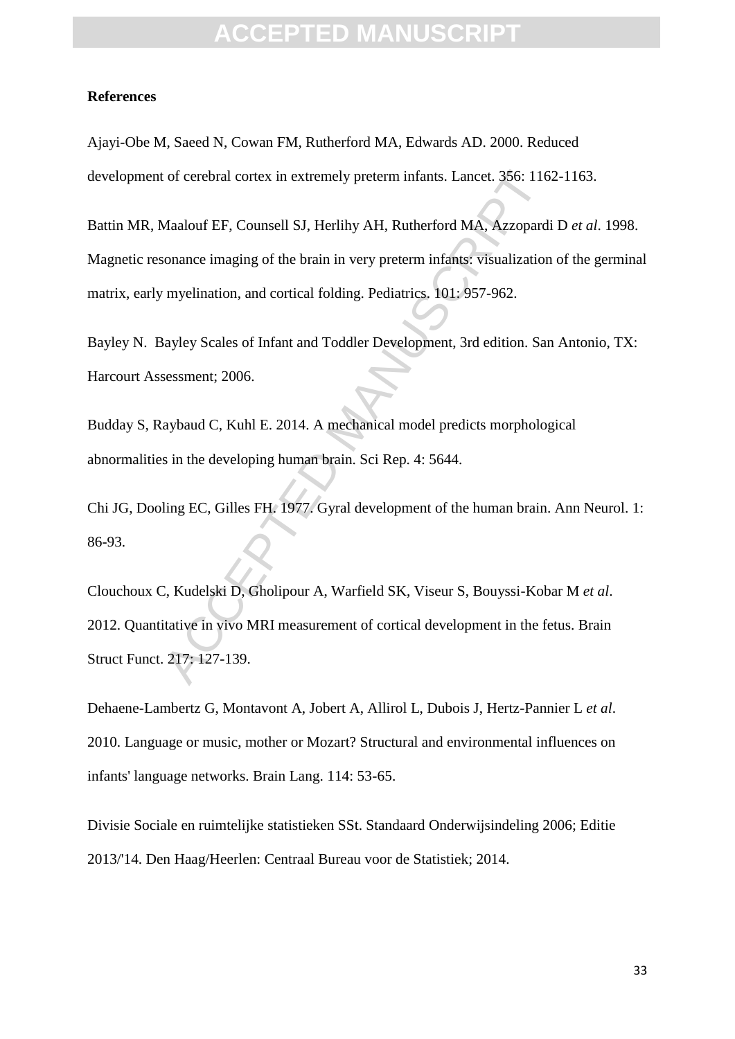**References**

Ajayi-Obe M, Saeed N, Cowan FM, Rutherford MA, Edwards AD. 2000. Reduced development of cerebral cortex in extremely preterm infants. Lancet. 356: 1162-1163.

Battin MR, Maalouf EF, Counsell SJ, Herlihy AH, Rutherford MA, Azzopardi D *et al*. 1998. Magnetic resonance imaging of the brain in very preterm infants: visualization of the germinal matrix, early myelination, and cortical folding. Pediatrics. 101: 957-962.

Bayley N. Bayley Scales of Infant and Toddler Development, 3rd edition. San Antonio, TX: Harcourt Assessment; 2006.

Budday S, Raybaud C, Kuhl E. 2014. A mechanical model predicts morphological abnormalities in the developing human brain. Sci Rep. 4: 5644.

Chi JG, Dooling EC, Gilles FH. 1977. Gyral development of the human brain. Ann Neurol. 1: 86-93.

Clouchoux C, Kudelski D, Gholipour A, Warfield SK, Viseur S, Bouyssi-Kobar M *et al*. 2012. Quantitative in vivo MRI measurement of cortical development in the fetus. Brain Struct Funct. 217: 127-139.

Dehaene-Lambertz G, Montavont A, Jobert A, Allirol L, Dubois J, Hertz-Pannier L *et al*. 2010. Language or music, mother or Mozart? Structural and environmental influences on infants' language networks. Brain Lang. 114: 53-65.

Divisie Sociale en ruimtelijke statistieken SSt. Standaard Onderwijsindeling 2006; Editie 2013/'14. Den Haag/Heerlen: Centraal Bureau voor de Statistiek; 2014.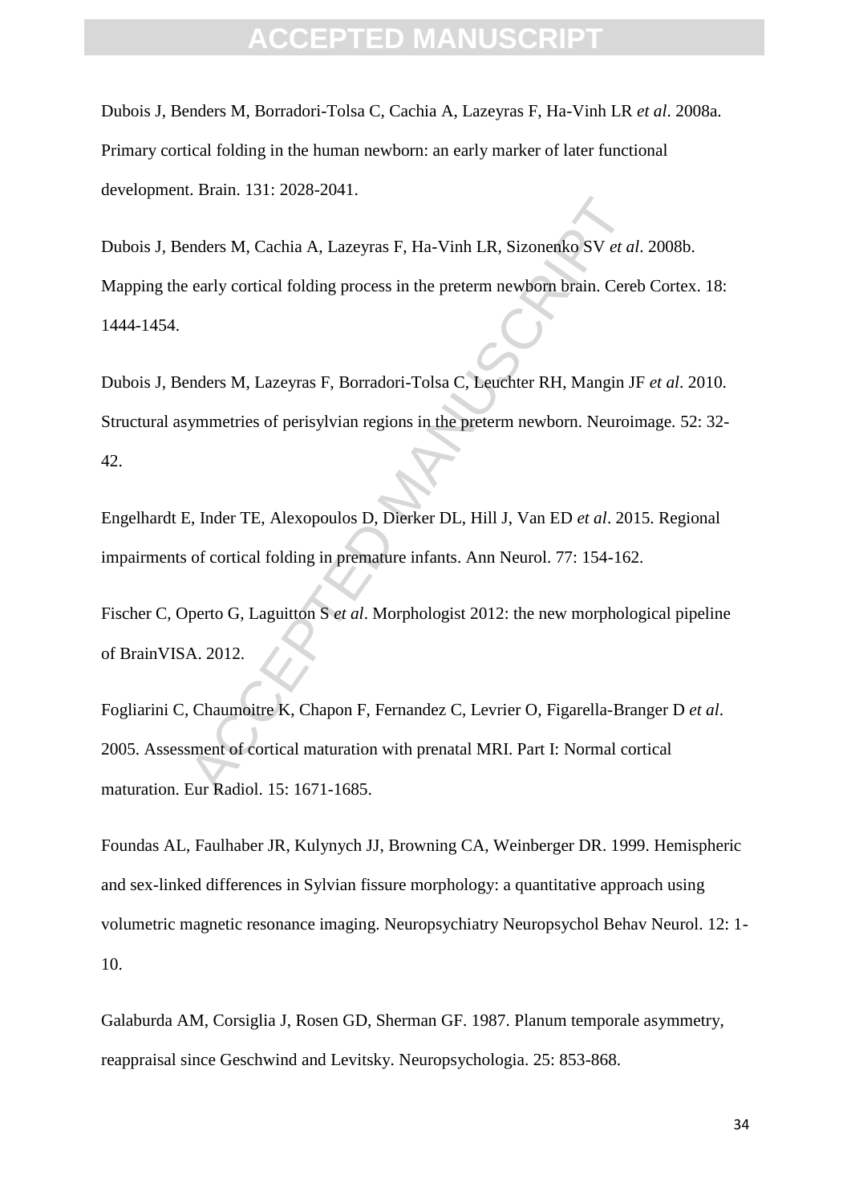Dubois J, Benders M, Borradori-Tolsa C, Cachia A, Lazeyras F, Ha-Vinh LR *et al*. 2008a. Primary cortical folding in the human newborn: an early marker of later functional development. Brain. 131: 2028-2041.

Dubois J, Benders M, Cachia A, Lazeyras F, Ha-Vinh LR, Sizonenko SV *et al*. 2008b. Mapping the early cortical folding process in the preterm newborn brain. Cereb Cortex. 18: 1444-1454.

Dubois J, Benders M, Lazeyras F, Borradori-Tolsa C, Leuchter RH, Mangin JF *et al*. 2010. Structural asymmetries of perisylvian regions in the preterm newborn. Neuroimage. 52: 32-42.

Engelhardt E, Inder TE, Alexopoulos D, Dierker DL, Hill J, Van ED *et al*. 2015. Regional impairments of cortical folding in premature infants. Ann Neurol. 77: 154-162.

Fischer C, Operto G, Laguitton S *et al*. Morphologist 2012: the new morphological pipeline of BrainVISA. 2012.

Fogliarini C, Chaumoitre K, Chapon F, Fernandez C, Levrier O, Figarella-Branger D *et al*. 2005. Assessment of cortical maturation with prenatal MRI. Part I: Normal cortical maturation. Eur Radiol. 15: 1671-1685.

Foundas AL, Faulhaber JR, Kulynych JJ, Browning CA, Weinberger DR. 1999. Hemispheric and sex-linked differences in Sylvian fissure morphology: a quantitative approach using volumetric magnetic resonance imaging. Neuropsychiatry Neuropsychol Behav Neurol. 12: 1-10.

Galaburda AM, Corsiglia J, Rosen GD, Sherman GF. 1987. Planum temporale asymmetry, reappraisal since Geschwind and Levitsky. Neuropsychologia. 25: 853-868.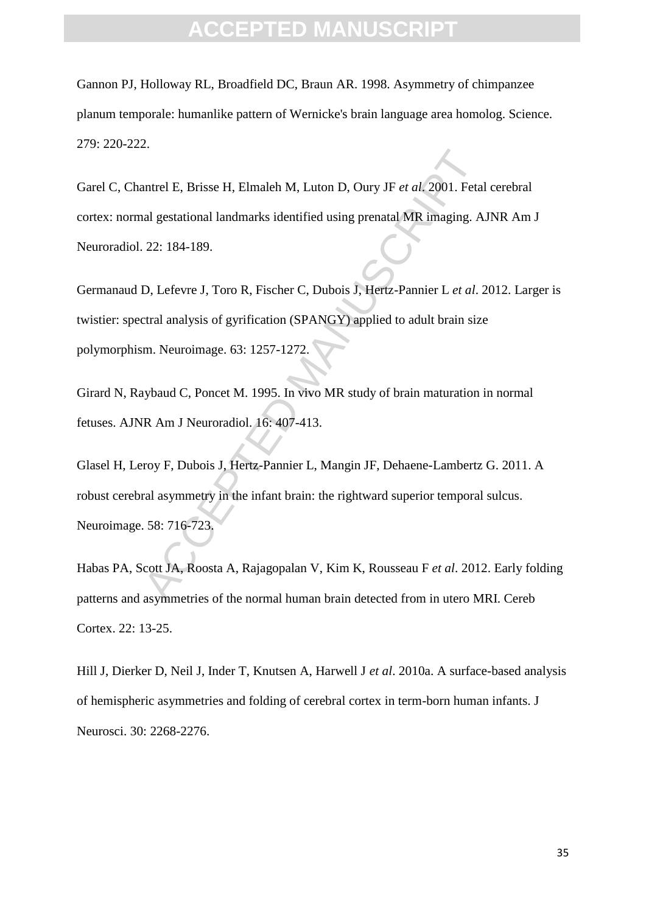Gannon PJ, Holloway RL, Broadfield DC, Braun AR. 1998. Asymmetry of chimpanzee planum temporale: humanlike pattern of Wernicke's brain language area homolog. Science. 279: 220-222.

Garel C, Chantrel E, Brisse H, Elmaleh M, Luton D, Oury JF *et al*. 2001. Fetal cerebral cortex: normal gestational landmarks identified using prenatal MR imaging. AJNR Am J Neuroradiol. 22: 184-189.

Germanaud D, Lefevre J, Toro R, Fischer C, Dubois J, Hertz-Pannier L *et al*. 2012. Larger is twistier: spectral analysis of gyrification (SPANGY) applied to adult brain size polymorphism. Neuroimage. 63: 1257-1272.

Girard N, Raybaud C, Poncet M. 1995. In vivo MR study of brain maturation in normal fetuses. AJNR Am J Neuroradiol. 16: 407-413.

Glasel H, Leroy F, Dubois J, Hertz-Pannier L, Mangin JF, Dehaene-Lambertz G. 2011. A robust cerebral asymmetry in the infant brain: the rightward superior temporal sulcus. Neuroimage. 58: 716-723.

Habas PA, Scott JA, Roosta A, Rajagopalan V, Kim K, Rousseau F *et al*. 2012. Early folding patterns and asymmetries of the normal human brain detected from in utero MRI. Cereb Cortex. 22: 13-25.

Hill J, Dierker D, Neil J, Inder T, Knutsen A, Harwell J *et al*. 2010a. A surface-based analysis of hemispheric asymmetries and folding of cerebral cortex in term-born human infants. J Neurosci. 30: 2268-2276.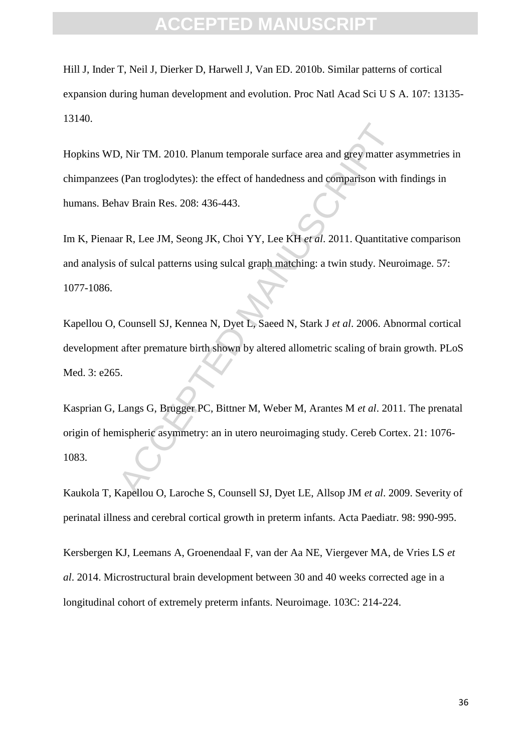Hill J, Inder T, Neil J, Dierker D, Harwell J, Van ED. 2010b. Similar patterns of cortical expansion during human development and evolution. Proc Natl Acad Sci U S A. 107: 13135-13140.

Hopkins WD, Nir TM. 2010. Planum temporale surface area and grey matter asymmetries in chimpanzees (Pan troglodytes): the effect of handedness and comparison with findings in humans. Behav Brain Res. 208: 436-443.

Im K, Pienaar R, Lee JM, Seong JK, Choi YY, Lee KH *et al*. 2011. Quantitative comparison and analysis of sulcal patterns using sulcal graph matching: a twin study. Neuroimage. 57: 1077-1086.

Kapellou O, Counsell SJ, Kennea N, Dyet L, Saeed N, Stark J *et al*. 2006. Abnormal cortical development after premature birth shown by altered allometric scaling of brain growth. PLoS Med. 3: e265.

Kasprian G, Langs G, Brugger PC, Bittner M, Weber M, Arantes M *et al*. 2011. The prenatal origin of hemispheric asymmetry: an in utero neuroimaging study. Cereb Cortex. 21: 1076-1083.

Kaukola T, Kapellou O, Laroche S, Counsell SJ, Dyet LE, Allsop JM *et al*. 2009. Severity of perinatal illness and cerebral cortical growth in preterm infants. Acta Paediatr. 98: 990-995.

Kersbergen KJ, Leemans A, Groenendaal F, van der Aa NE, Viergever MA, de Vries LS *et al*. 2014. Microstructural brain development between 30 and 40 weeks corrected age in a longitudinal cohort of extremely preterm infants. Neuroimage. 103C: 214-224.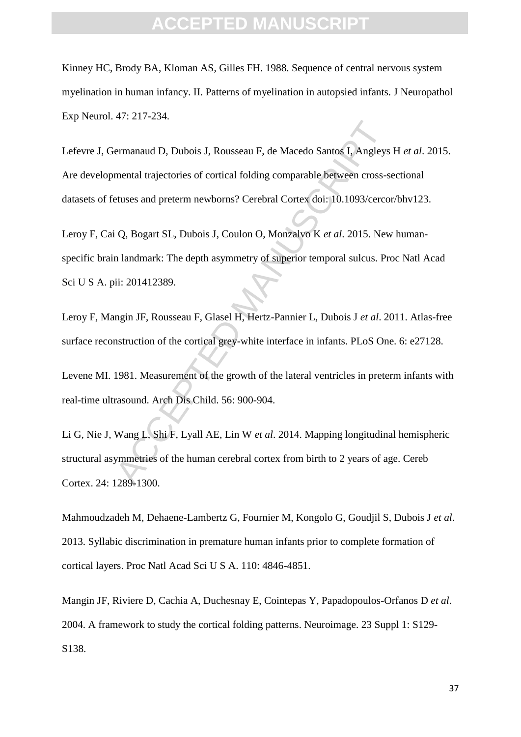Kinney HC, Brody BA, Kloman AS, Gilles FH. 1988. Sequence of central nervous system myelination in human infancy. II. Patterns of myelination in autopsied infants. J Neuropathol Exp Neurol. 47: 217-234.

Lefevre J, Germanaud D, Dubois J, Rousseau F, de Macedo Santos I, Angleys H *et al*. 2015. Are developmental trajectories of cortical folding comparable between cross-sectional datasets of fetuses and preterm newborns? Cerebral Cortex doi: 10.1093/cercor/bhv123.

Leroy F, Cai Q, Bogart SL, Dubois J, Coulon O, Monzalvo K *et al*. 2015. New human-specific brain landmark: The depth asymmetry of superior temporal sulcus. Proc Natl Acad Sci U S A. pii: 201412389.

Leroy F, Mangin JF, Rousseau F, Glasel H, Hertz-Pannier L, Dubois J *et al*. 2011. Atlas-free surface reconstruction of the cortical grey-white interface in infants. PLoS One. 6: e27128.

Levene MI. 1981. Measurement of the growth of the lateral ventricles in preterm infants with real-time ultrasound. Arch Dis Child. 56: 900-904.

Li G, Nie J, Wang L, Shi F, Lyall AE, Lin W *et al*. 2014. Mapping longitudinal hemispheric structural asymmetries of the human cerebral cortex from birth to 2 years of age. Cereb Cortex. 24: 1289-1300.

Mahmoudzadeh M, Dehaene-Lambertz G, Fournier M, Kongolo G, Goudjil S, Dubois J *et al*. 2013. Syllabic discrimination in premature human infants prior to complete formation of cortical layers. Proc Natl Acad Sci U S A. 110: 4846-4851.

Mangin JF, Riviere D, Cachia A, Duchesnay E, Cointepas Y, Papadopoulos-Orfanos D *et al*. 2004. A framework to study the cortical folding patterns. Neuroimage. 23 Suppl 1: S129-S138.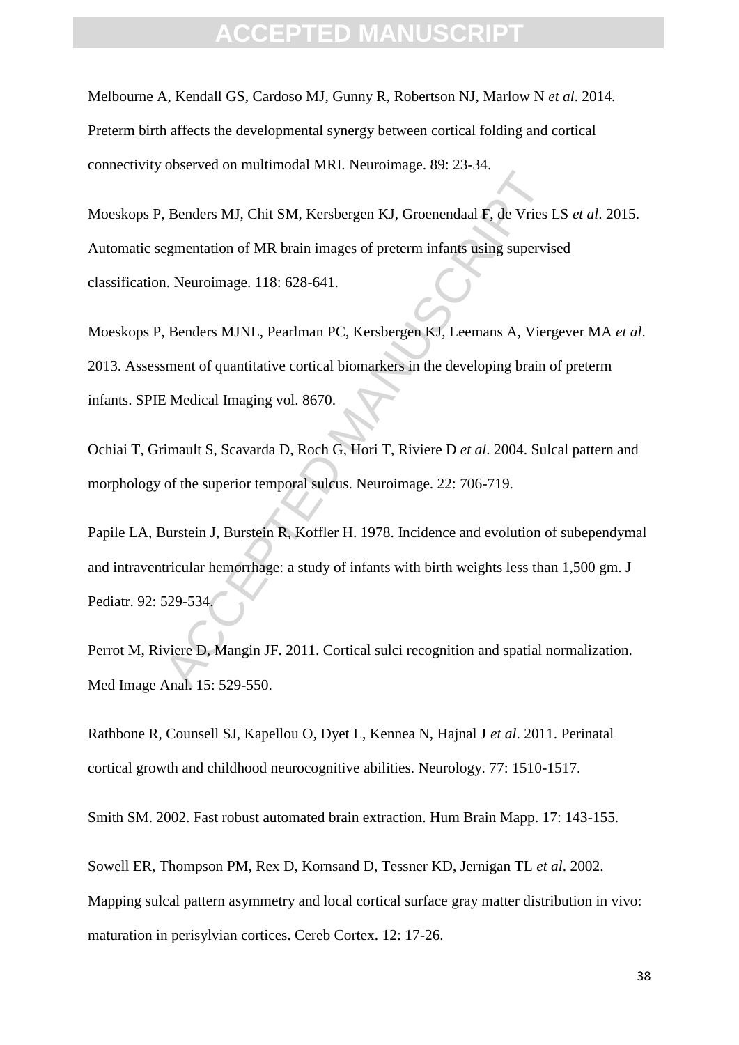Melbourne A, Kendall GS, Cardoso MJ, Gunny R, Robertson NJ, Marlow N *et al*. 2014. Preterm birth affects the developmental synergy between cortical folding and cortical connectivity observed on multimodal MRI. Neuroimage. 89: 23-34.

Moeskops P, Benders MJ, Chit SM, Kersbergen KJ, Groenendaal F, de Vries LS *et al*. 2015. Automatic segmentation of MR brain images of preterm infants using supervised classification. Neuroimage. 118: 628-641.

Moeskops P, Benders MJNL, Pearlman PC, Kersbergen KJ, Leemans A, Viergever MA *et al*. 2013. Assessment of quantitative cortical biomarkers in the developing brain of preterm infants. SPIE Medical Imaging vol. 8670.

Ochiai T, Grimault S, Scavarda D, Roch G, Hori T, Riviere D *et al*. 2004. Sulcal pattern and morphology of the superior temporal sulcus. Neuroimage. 22: 706-719.

Papile LA, Burstein J, Burstein R, Koffler H. 1978. Incidence and evolution of subependymal and intraventricular hemorrhage: a study of infants with birth weights less than 1,500 gm. J Pediatr. 92: 529-534.

Perrot M, Riviere D, Mangin JF. 2011. Cortical sulci recognition and spatial normalization. Med Image Anal. 15: 529-550.

Rathbone R, Counsell SJ, Kapellou O, Dyet L, Kennea N, Hajnal J *et al*. 2011. Perinatal cortical growth and childhood neurocognitive abilities. Neurology. 77: 1510-1517.

Smith SM. 2002. Fast robust automated brain extraction. Hum Brain Mapp. 17: 143-155.

Sowell ER, Thompson PM, Rex D, Kornsand D, Tessner KD, Jernigan TL *et al*. 2002. Mapping sulcal pattern asymmetry and local cortical surface gray matter distribution in vivo: maturation in perisylvian cortices. Cereb Cortex. 12: 17-26.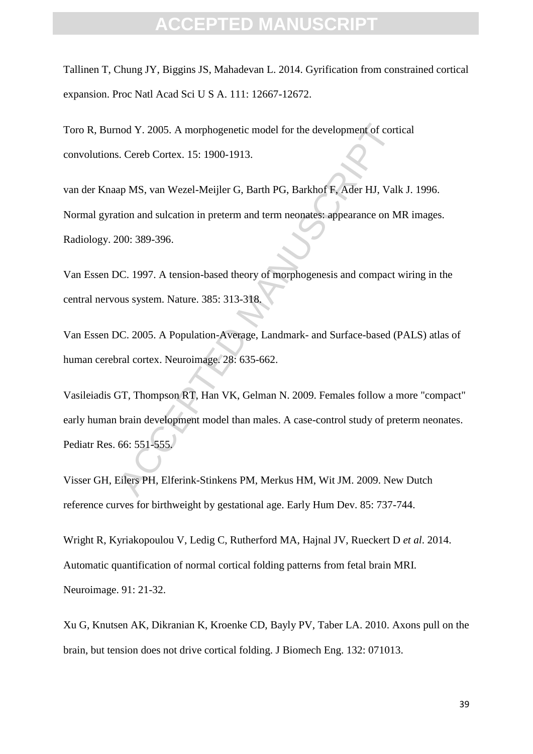Tallinen T, Chung JY, Biggins JS, Mahadevan L. 2014. Gyrification from constrained cortical expansion. Proc Natl Acad Sci U S A. 111: 12667-12672.

Toro R, Burnod Y. 2005. A morphogenetic model for the development of cortical convolutions. Cereb Cortex. 15: 1900-1913.

van der Knaap MS, van Wezel-Meijler G, Barth PG, Barkhof F, Ader HJ, Valk J. 1996. Normal gyration and sulcation in preterm and term neonates: appearance on MR images. Radiology. 200: 389-396.

Van Essen DC. 1997. A tension-based theory of morphogenesis and compact wiring in the central nervous system. Nature. 385: 313-318.

Van Essen DC. 2005. A Population-Average, Landmark- and Surface-based (PALS) atlas of human cerebral cortex. Neuroimage. 28: 635-662.

Vasileiadis GT, Thompson RT, Han VK, Gelman N. 2009. Females follow a more "compact" early human brain development model than males. A case-control study of preterm neonates. Pediatr Res. 66: 551-555.

Visser GH, Eilers PH, Elferink-Stinkens PM, Merkus HM, Wit JM. 2009. New Dutch reference curves for birthweight by gestational age. Early Hum Dev. 85: 737-744.

Wright R, Kyriakopoulou V, Ledig C, Rutherford MA, Hajnal JV, Rueckert D *et al*. 2014. Automatic quantification of normal cortical folding patterns from fetal brain MRI. Neuroimage. 91: 21-32.

Xu G, Knutsen AK, Dikranian K, Kroenke CD, Bayly PV, Taber LA. 2010. Axons pull on the brain, but tension does not drive cortical folding. J Biomech Eng. 132: 071013.